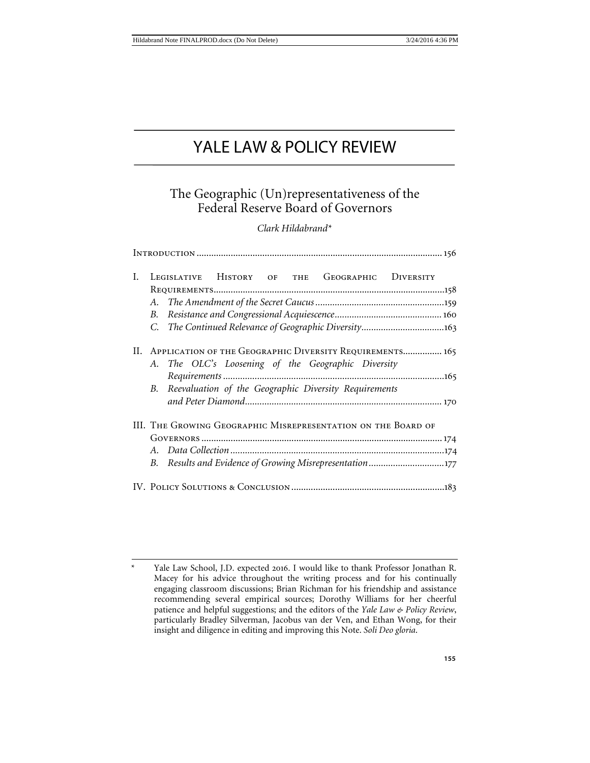# YALE LAW & POLICY REVIEW

## The Geographic (Un)representativeness of the Federal Reserve Board of Governors

*Clark Hildabrand\**

INTRODUCTION .......... 156

I. LEGISLATIVE HISTORY OF THE GEOGRAPHIC DIVERSITY REQUIREMENTS .......... 158
   - A. *The Amendment of the Secret Caucus* .......... 159
   - B. *Resistance and Congressional Acquiescence* .......... 160
   - C. *The Continued Relevance of Geographic Diversity* .......... 163

II. APPLICATION OF THE GEOGRAPHIC DIVERSITY REQUIREMENTS .......... 165
   - A. *The OLC's Loosening of the Geographic Diversity Requirements* .......... 165
   - B. *Reevaluation of the Geographic Diversity Requirements and Peter Diamond* .......... 170

III. THE GROWING GEOGRAPHIC MISREPRESENTATION ON THE BOARD OF GOVERNORS .......... 174
   - A. *Data Collection* .......... 174
   - B. *Results and Evidence of Growing Misrepresentation* .......... 177

IV. POLICY SOLUTIONS & CONCLUSION .......... 183

---

\* Yale Law School, J.D. expected 2016. I would like to thank Professor Jonathan R. Macey for his advice throughout the writing process and for his continually engaging classroom discussions; Brian Richman for his friendship and assistance recommending several empirical sources; Dorothy Williams for her cheerful patience and helpful suggestions; and the editors of the *Yale Law & Policy Review*, particularly Bradley Silverman, Jacobus van der Ven, and Ethan Wong, for their insight and diligence in editing and improving this Note. *Soli Deo gloria*.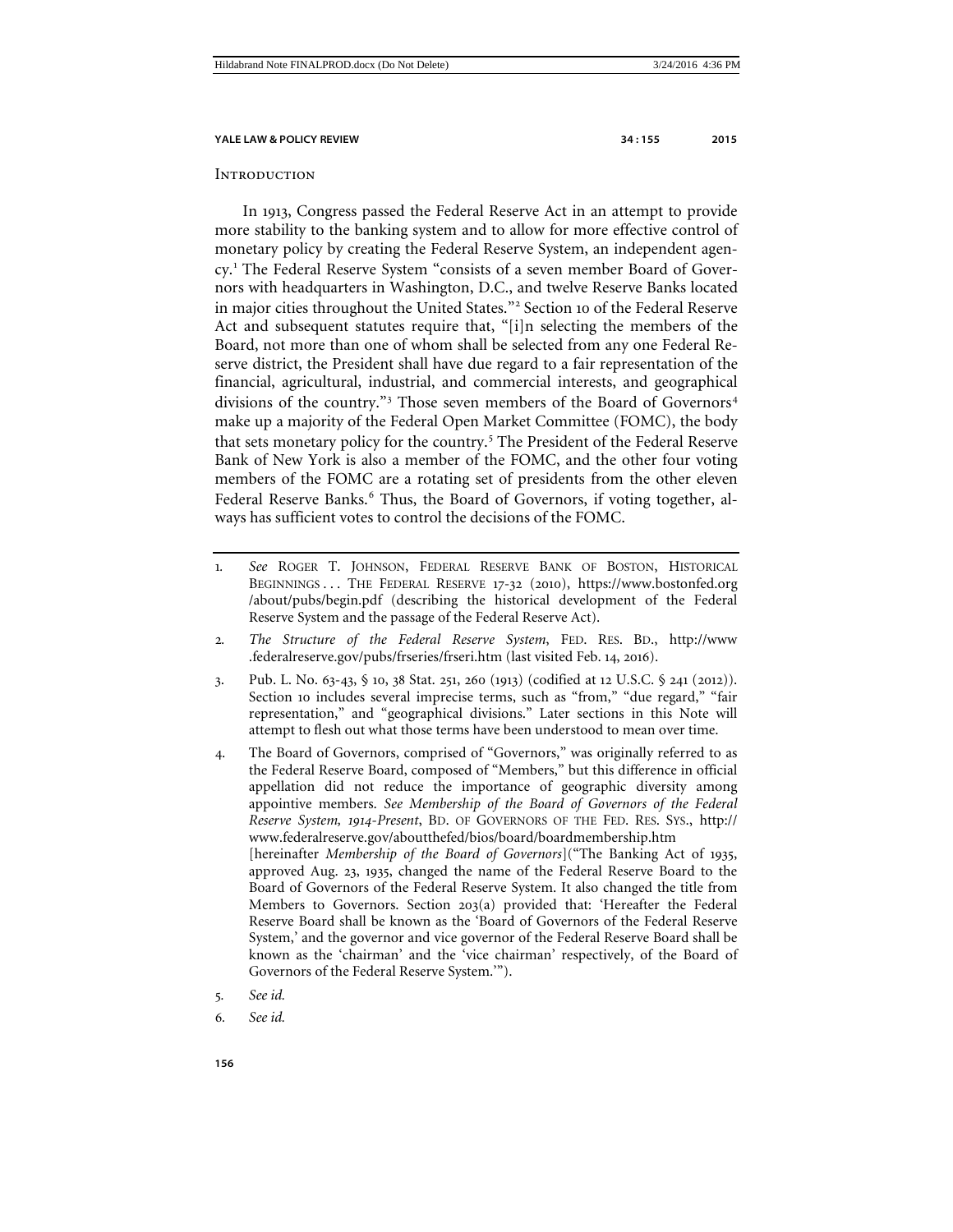## Introduction

In 1913, Congress passed the Federal Reserve Act in an attempt to provide more stability to the banking system and to allow for more effective control of monetary policy by creating the Federal Reserve System, an independent agency.[1] The Federal Reserve System "consists of a seven member Board of Governors with headquarters in Washington, D.C., and twelve Reserve Banks located in major cities throughout the United States."[2] Section 10 of the Federal Reserve Act and subsequent statutes require that, "[i]n selecting the members of the Board, not more than one of whom shall be selected from any one Federal Reserve district, the President shall have due regard to a fair representation of the financial, agricultural, industrial, and commercial interests, and geographical divisions of the country."[3] Those seven members of the Board of Governors[4] make up a majority of the Federal Open Market Committee (FOMC), the body that sets monetary policy for the country.[5] The President of the Federal Reserve Bank of New York is also a member of the FOMC, and the other four voting members of the FOMC are a rotating set of presidents from the other eleven Federal Reserve Banks.[6] Thus, the Board of Governors, if voting together, always has sufficient votes to control the decisions of the FOMC.

---

1. *See* Roger T. Johnson, Federal Reserve Bank of Boston, Historical Beginnings . . . The Federal Reserve 17-32 (2010), https://www.bostonfed.org/about/pubs/begin.pdf (describing the historical development of the Federal Reserve System and the passage of the Federal Reserve Act).

2. *The Structure of the Federal Reserve System*, Fed. Res. Bd., http://www.federalreserve.gov/pubs/frseries/frseri.htm (last visited Feb. 14, 2016).

3. Pub. L. No. 63-43, § 10, 38 Stat. 251, 260 (1913) (codified at 12 U.S.C. § 241 (2012)). Section 10 includes several imprecise terms, such as "from," "due regard," "fair representation," and "geographical divisions." Later sections in this Note will attempt to flesh out what those terms have been understood to mean over time.

4. The Board of Governors, comprised of "Governors," was originally referred to as the Federal Reserve Board, composed of "Members," but this difference in official appellation did not reduce the importance of geographic diversity among appointive members. *See Membership of the Board of Governors of the Federal Reserve System, 1914-Present*, Bd. of Governors of the Fed. Res. Sys., http://www.federalreserve.gov/aboutthefed/bios/board/boardmembership.htm [hereinafter *Membership of the Board of Governors*]("The Banking Act of 1935, approved Aug. 23, 1935, changed the name of the Federal Reserve Board to the Board of Governors of the Federal Reserve System. It also changed the title from Members to Governors. Section 203(a) provided that: 'Hereafter the Federal Reserve Board shall be known as the 'Board of Governors of the Federal Reserve System,' and the governor and vice governor of the Federal Reserve Board shall be known as the 'chairman' and the 'vice chairman' respectively, of the Board of Governors of the Federal Reserve System.'").

5. *See id.*

6. *See id.*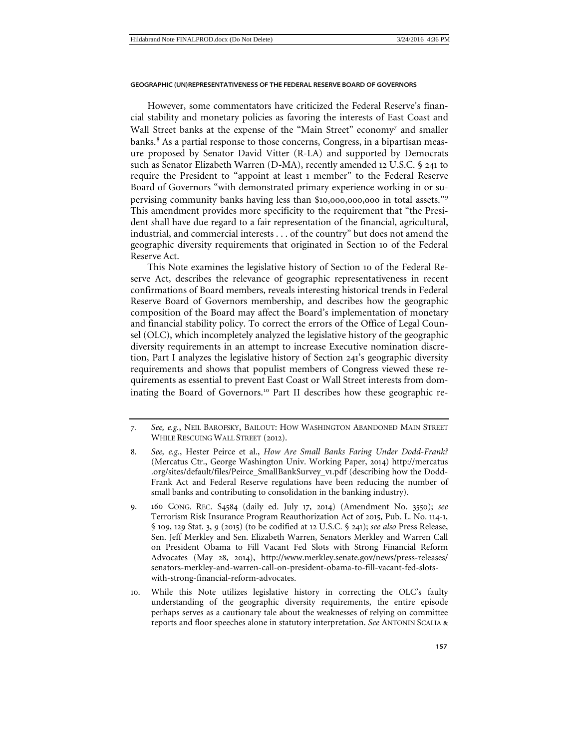However, some commentators have criticized the Federal Reserve's financial stability and monetary policies as favoring the interests of East Coast and Wall Street banks at the expense of the "Main Street" economy[7] and smaller banks.[8] As a partial response to those concerns, Congress, in a bipartisan measure proposed by Senator David Vitter (R-LA) and supported by Democrats such as Senator Elizabeth Warren (D-MA), recently amended 12 U.S.C. § 241 to require the President to "appoint at least 1 member" to the Federal Reserve Board of Governors "with demonstrated primary experience working in or supervising community banks having less than $10,000,000,000 in total assets."[9] This amendment provides more specificity to the requirement that "the President shall have due regard to a fair representation of the financial, agricultural, industrial, and commercial interests . . . of the country" but does not amend the geographic diversity requirements that originated in Section 10 of the Federal Reserve Act.

This Note examines the legislative history of Section 10 of the Federal Reserve Act, describes the relevance of geographic representativeness in recent confirmations of Board members, reveals interesting historical trends in Federal Reserve Board of Governors membership, and describes how the geographic composition of the Board may affect the Board's implementation of monetary and financial stability policy. To correct the errors of the Office of Legal Counsel (OLC), which incompletely analyzed the legislative history of the geographic diversity requirements in an attempt to increase Executive nomination discretion, Part I analyzes the legislative history of Section 241's geographic diversity requirements and shows that populist members of Congress viewed these requirements as essential to prevent East Coast or Wall Street interests from dominating the Board of Governors.[10] Part II describes how these geographic re-

---

7. *See, e.g.*, NEIL BAROFSKY, BAILOUT: HOW WASHINGTON ABANDONED MAIN STREET WHILE RESCUING WALL STREET (2012).

8. *See, e.g.*, Hester Peirce et al., *How Are Small Banks Faring Under Dodd-Frank?* (Mercatus Ctr., George Washington Univ. Working Paper, 2014) http://mercatus.org/sites/default/files/Peirce_SmallBankSurvey_v1.pdf (describing how the Dodd-Frank Act and Federal Reserve regulations have been reducing the number of small banks and contributing to consolidation in the banking industry).

9. 160 CONG. REC. S4584 (daily ed. July 17, 2014) (Amendment No. 3550); *see* Terrorism Risk Insurance Program Reauthorization Act of 2015, Pub. L. No. 114-1, § 109, 129 Stat. 3, 9 (2015) (to be codified at 12 U.S.C. § 241); *see also* Press Release, Sen. Jeff Merkley and Sen. Elizabeth Warren, Senators Merkley and Warren Call on President Obama to Fill Vacant Fed Slots with Strong Financial Reform Advocates (May 28, 2014), http://www.merkley.senate.gov/news/press-releases/senators-merkley-and-warren-call-on-president-obama-to-fill-vacant-fed-slots-with-strong-financial-reform-advocates.

10. While this Note utilizes legislative history in correcting the OLC's faulty understanding of the geographic diversity requirements, the entire episode perhaps serves as a cautionary tale about the weaknesses of relying on committee reports and floor speeches alone in statutory interpretation. *See* ANTONIN SCALIA &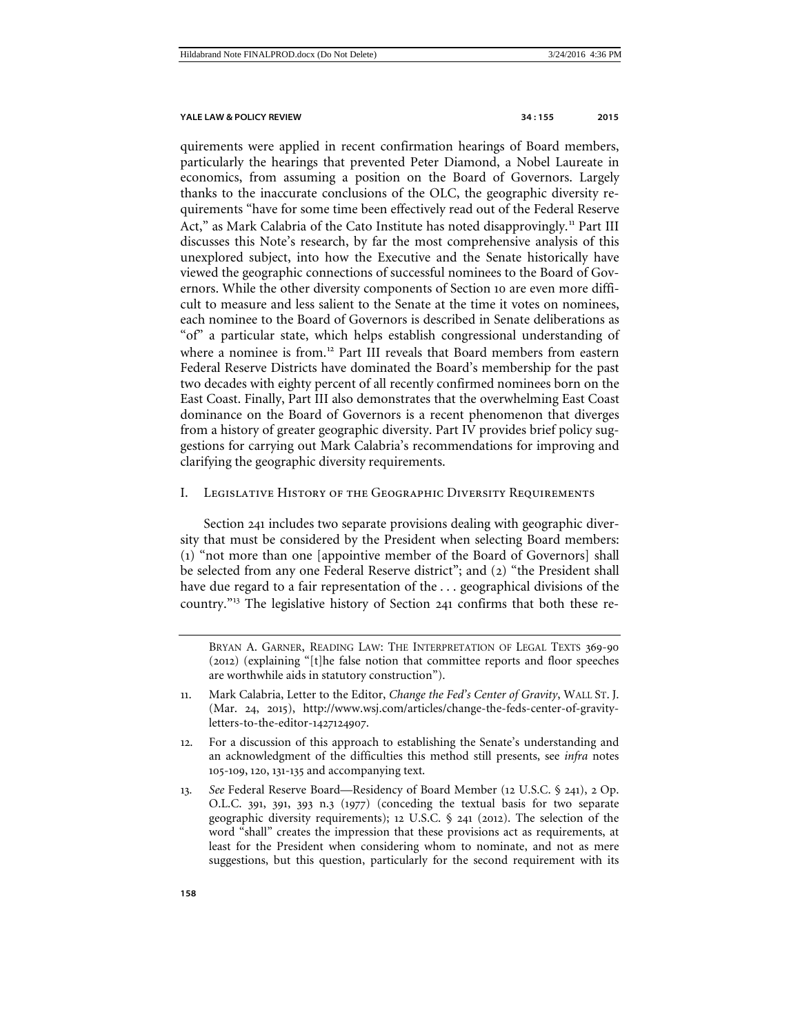quirements were applied in recent confirmation hearings of Board members, particularly the hearings that prevented Peter Diamond, a Nobel Laureate in economics, from assuming a position on the Board of Governors. Largely thanks to the inaccurate conclusions of the OLC, the geographic diversity requirements "have for some time been effectively read out of the Federal Reserve Act," as Mark Calabria of the Cato Institute has noted disapprovingly.[11] Part III discusses this Note's research, by far the most comprehensive analysis of this unexplored subject, into how the Executive and the Senate historically have viewed the geographic connections of successful nominees to the Board of Governors. While the other diversity components of Section 10 are even more difficult to measure and less salient to the Senate at the time it votes on nominees, each nominee to the Board of Governors is described in Senate deliberations as "of" a particular state, which helps establish congressional understanding of where a nominee is from.[12] Part III reveals that Board members from eastern Federal Reserve Districts have dominated the Board's membership for the past two decades with eighty percent of all recently confirmed nominees born on the East Coast. Finally, Part III also demonstrates that the overwhelming East Coast dominance on the Board of Governors is a recent phenomenon that diverges from a history of greater geographic diversity. Part IV provides brief policy suggestions for carrying out Mark Calabria's recommendations for improving and clarifying the geographic diversity requirements.

## I. Legislative History of the Geographic Diversity Requirements

Section 241 includes two separate provisions dealing with geographic diversity that must be considered by the President when selecting Board members: (1) "not more than one [appointive member of the Board of Governors] shall be selected from any one Federal Reserve district"; and (2) "the President shall have due regard to a fair representation of the . . . geographical divisions of the country."[13] The legislative history of Section 241 confirms that both these re-

---

Bryan A. Garner, Reading Law: The Interpretation of Legal Texts 369-90 (2012) (explaining "[t]he false notion that committee reports and floor speeches are worthwhile aids in statutory construction").

11. Mark Calabria, Letter to the Editor, *Change the Fed's Center of Gravity*, Wall St. J. (Mar. 24, 2015), http://www.wsj.com/articles/change-the-feds-center-of-gravity-letters-to-the-editor-1427124907.

12. For a discussion of this approach to establishing the Senate's understanding and an acknowledgment of the difficulties this method still presents, see *infra* notes 105-109, 120, 131-135 and accompanying text.

13. *See* Federal Reserve Board—Residency of Board Member (12 U.S.C. § 241), 2 Op. O.L.C. 391, 391, 393 n.3 (1977) (conceding the textual basis for two separate geographic diversity requirements); 12 U.S.C. § 241 (2012). The selection of the word "shall" creates the impression that these provisions act as requirements, at least for the President when considering whom to nominate, and not as mere suggestions, but this question, particularly for the second requirement with its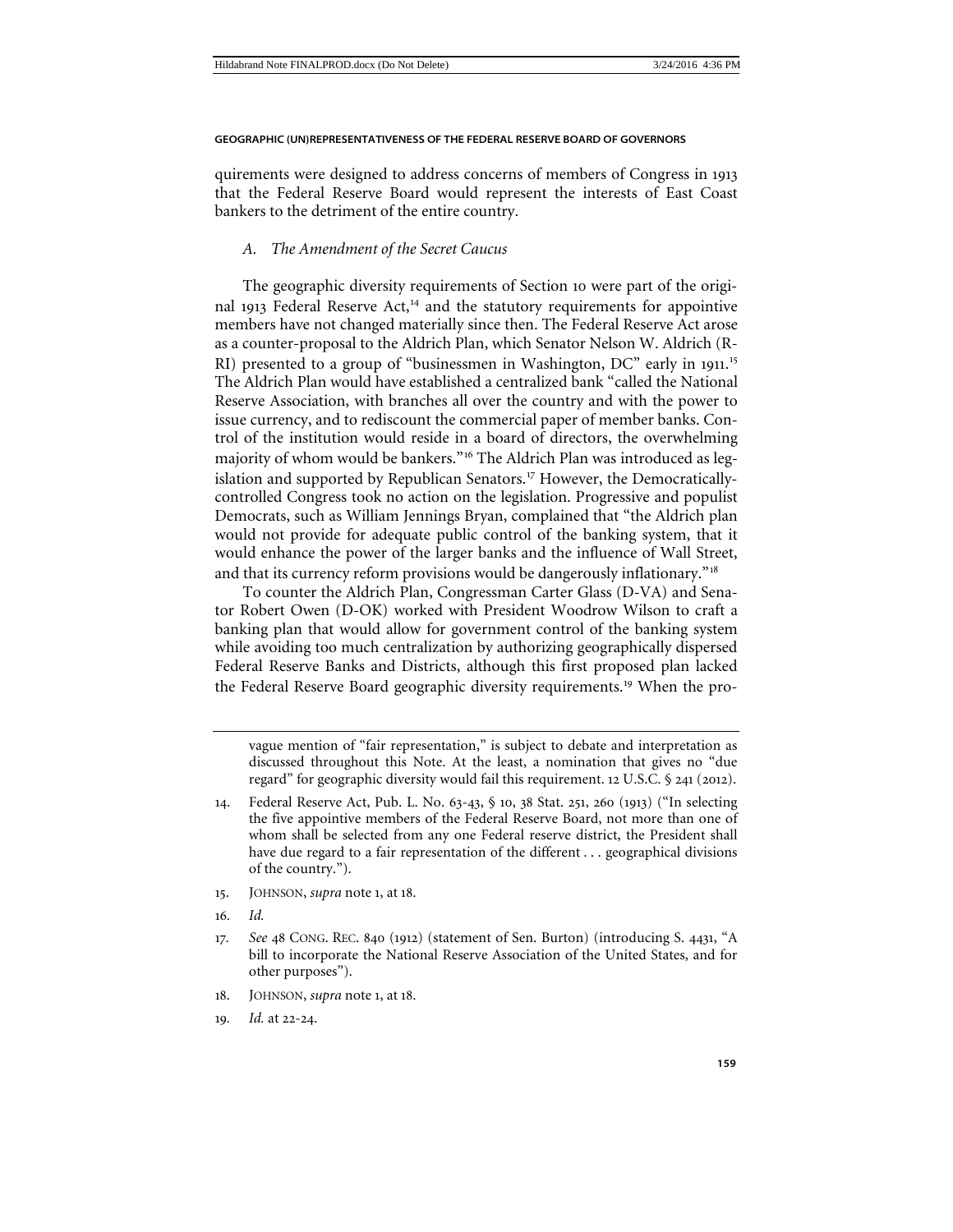quirements were designed to address concerns of members of Congress in 1913 that the Federal Reserve Board would represent the interests of East Coast bankers to the detriment of the entire country.

### *A. The Amendment of the Secret Caucus*

The geographic diversity requirements of Section 10 were part of the original 1913 Federal Reserve Act,[14] and the statutory requirements for appointive members have not changed materially since then. The Federal Reserve Act arose as a counter-proposal to the Aldrich Plan, which Senator Nelson W. Aldrich (R-RI) presented to a group of "businessmen in Washington, DC" early in 1911.[15] The Aldrich Plan would have established a centralized bank "called the National Reserve Association, with branches all over the country and with the power to issue currency, and to rediscount the commercial paper of member banks. Control of the institution would reside in a board of directors, the overwhelming majority of whom would be bankers."[16] The Aldrich Plan was introduced as legislation and supported by Republican Senators.[17] However, the Democratically-controlled Congress took no action on the legislation. Progressive and populist Democrats, such as William Jennings Bryan, complained that "the Aldrich plan would not provide for adequate public control of the banking system, that it would enhance the power of the larger banks and the influence of Wall Street, and that its currency reform provisions would be dangerously inflationary."[18]

To counter the Aldrich Plan, Congressman Carter Glass (D-VA) and Senator Robert Owen (D-OK) worked with President Woodrow Wilson to craft a banking plan that would allow for government control of the banking system while avoiding too much centralization by authorizing geographically dispersed Federal Reserve Banks and Districts, although this first proposed plan lacked the Federal Reserve Board geographic diversity requirements.[19] When the pro-

---

vague mention of "fair representation," is subject to debate and interpretation as discussed throughout this Note. At the least, a nomination that gives no "due regard" for geographic diversity would fail this requirement. 12 U.S.C. § 241 (2012).

14. Federal Reserve Act, Pub. L. No. 63-43, § 10, 38 Stat. 251, 260 (1913) ("In selecting the five appointive members of the Federal Reserve Board, not more than one of whom shall be selected from any one Federal reserve district, the President shall have due regard to a fair representation of the different . . . geographical divisions of the country.").

15. JOHNSON, *supra* note 1, at 18.

16. *Id.*

17. *See* 48 CONG. REC. 840 (1912) (statement of Sen. Burton) (introducing S. 4431, "A bill to incorporate the National Reserve Association of the United States, and for other purposes").

18. JOHNSON, *supra* note 1, at 18.

19. *Id.* at 22-24.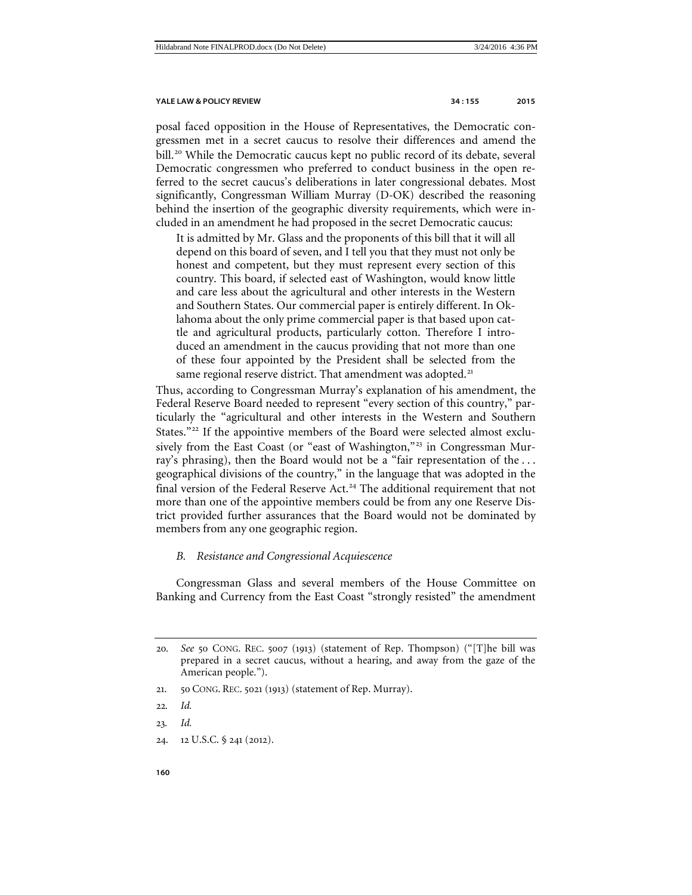posal faced opposition in the House of Representatives, the Democratic congressmen met in a secret caucus to resolve their differences and amend the bill.[20] While the Democratic caucus kept no public record of its debate, several Democratic congressmen who preferred to conduct business in the open referred to the secret caucus's deliberations in later congressional debates. Most significantly, Congressman William Murray (D-OK) described the reasoning behind the insertion of the geographic diversity requirements, which were included in an amendment he had proposed in the secret Democratic caucus:

> It is admitted by Mr. Glass and the proponents of this bill that it will all depend on this board of seven, and I tell you that they must not only be honest and competent, but they must represent every section of this country. This board, if selected east of Washington, would know little and care less about the agricultural and other interests in the Western and Southern States. Our commercial paper is entirely different. In Oklahoma about the only prime commercial paper is that based upon cattle and agricultural products, particularly cotton. Therefore I introduced an amendment in the caucus providing that not more than one of these four appointed by the President shall be selected from the same regional reserve district. That amendment was adopted.[21]

Thus, according to Congressman Murray's explanation of his amendment, the Federal Reserve Board needed to represent "every section of this country," particularly the "agricultural and other interests in the Western and Southern States."[22] If the appointive members of the Board were selected almost exclusively from the East Coast (or "east of Washington,"[23] in Congressman Murray's phrasing), then the Board would not be a "fair representation of the . . . geographical divisions of the country," in the language that was adopted in the final version of the Federal Reserve Act.[24] The additional requirement that not more than one of the appointive members could be from any one Reserve District provided further assurances that the Board would not be dominated by members from any one geographic region.

### *B. Resistance and Congressional Acquiescence*

Congressman Glass and several members of the House Committee on Banking and Currency from the East Coast "strongly resisted" the amendment

---

20. *See* 50 CONG. REC. 5007 (1913) (statement of Rep. Thompson) ("[T]he bill was prepared in a secret caucus, without a hearing, and away from the gaze of the American people.").

21. 50 CONG. REC. 5021 (1913) (statement of Rep. Murray).

22. *Id.*

23. *Id.*

24. 12 U.S.C. § 241 (2012).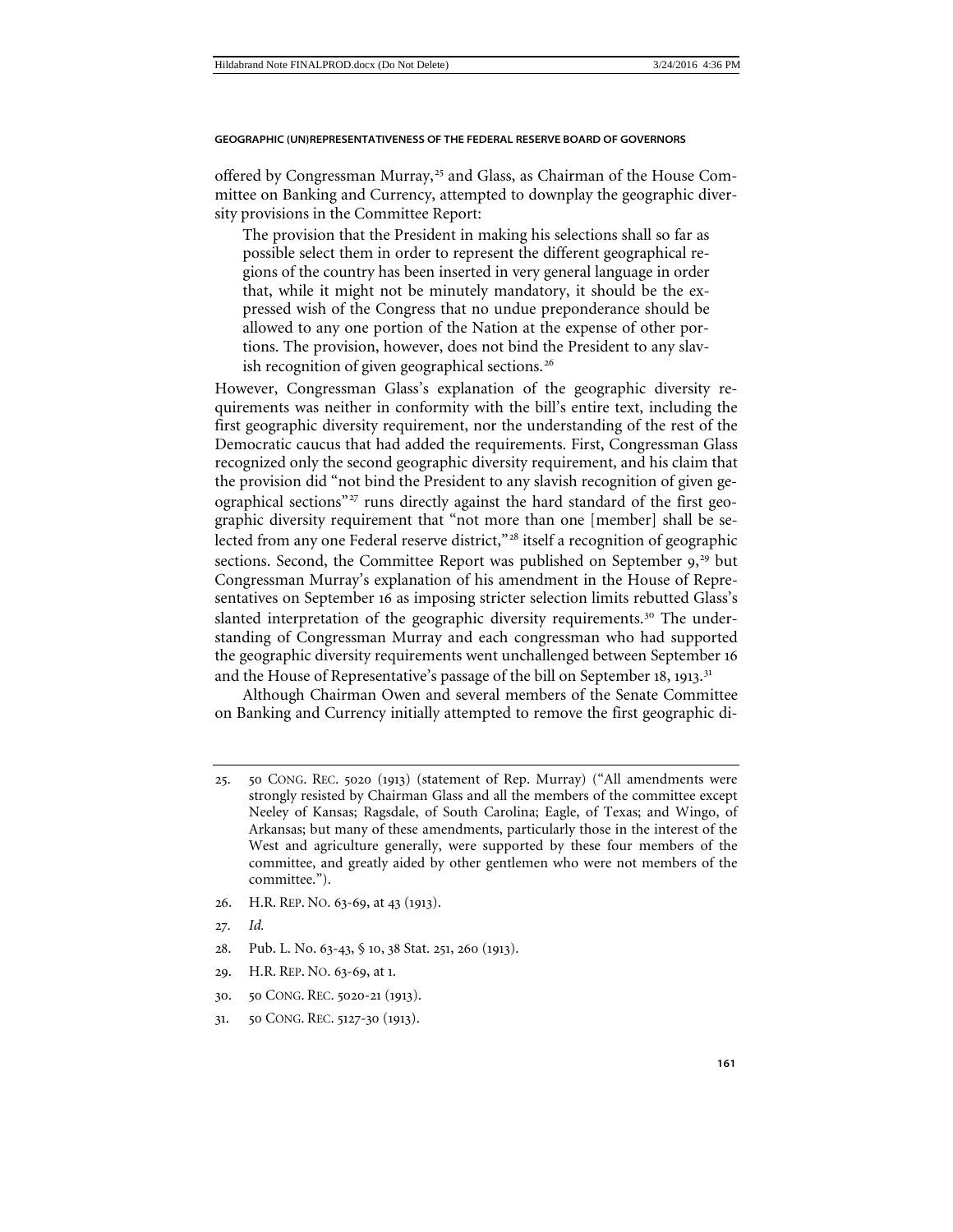offered by Congressman Murray,[25] and Glass, as Chairman of the House Committee on Banking and Currency, attempted to downplay the geographic diversity provisions in the Committee Report:

> The provision that the President in making his selections shall so far as possible select them in order to represent the different geographical regions of the country has been inserted in very general language in order that, while it might not be minutely mandatory, it should be the expressed wish of the Congress that no undue preponderance should be allowed to any one portion of the Nation at the expense of other portions. The provision, however, does not bind the President to any slavish recognition of given geographical sections.[26]

However, Congressman Glass's explanation of the geographic diversity requirements was neither in conformity with the bill's entire text, including the first geographic diversity requirement, nor the understanding of the rest of the Democratic caucus that had added the requirements. First, Congressman Glass recognized only the second geographic diversity requirement, and his claim that the provision did "not bind the President to any slavish recognition of given geographical sections"[27] runs directly against the hard standard of the first geographic diversity requirement that "not more than one [member] shall be selected from any one Federal reserve district,"[28] itself a recognition of geographic sections. Second, the Committee Report was published on September 9,[29] but Congressman Murray's explanation of his amendment in the House of Representatives on September 16 as imposing stricter selection limits rebutted Glass's slanted interpretation of the geographic diversity requirements.[30] The understanding of Congressman Murray and each congressman who had supported the geographic diversity requirements went unchallenged between September 16 and the House of Representative's passage of the bill on September 18, 1913.[31]

Although Chairman Owen and several members of the Senate Committee on Banking and Currency initially attempted to remove the first geographic di-

---

25. 50 CONG. REC. 5020 (1913) (statement of Rep. Murray) ("All amendments were strongly resisted by Chairman Glass and all the members of the committee except Neeley of Kansas; Ragsdale, of South Carolina; Eagle, of Texas; and Wingo, of Arkansas; but many of these amendments, particularly those in the interest of the West and agriculture generally, were supported by these four members of the committee, and greatly aided by other gentlemen who were not members of the committee.").
26. H.R. REP. NO. 63-69, at 43 (1913).
27. *Id.*
28. Pub. L. No. 63-43, § 10, 38 Stat. 251, 260 (1913).
29. H.R. REP. NO. 63-69, at 1.
30. 50 CONG. REC. 5020-21 (1913).
31. 50 CONG. REC. 5127-30 (1913).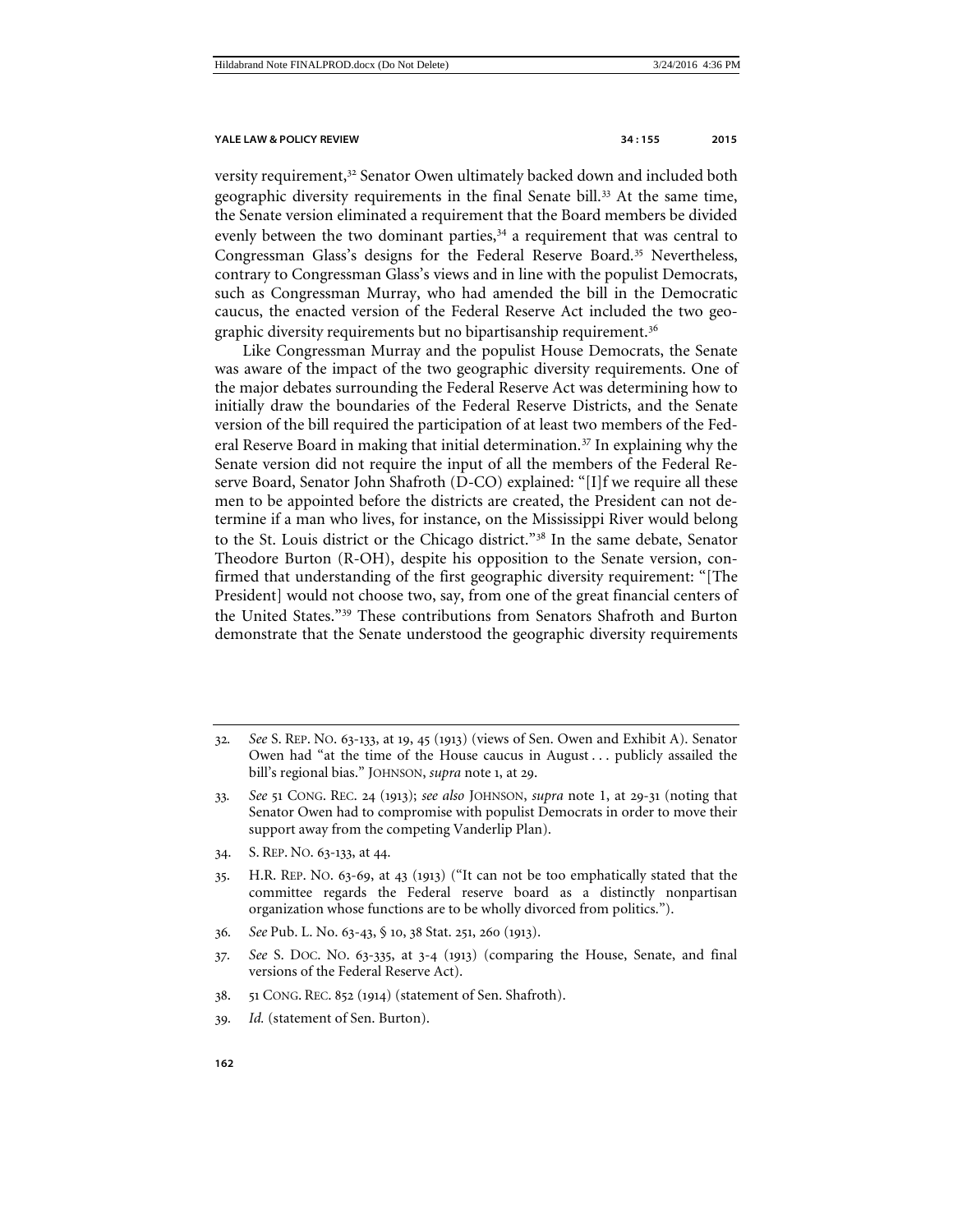versity requirement,[32] Senator Owen ultimately backed down and included both geographic diversity requirements in the final Senate bill.[33] At the same time, the Senate version eliminated a requirement that the Board members be divided evenly between the two dominant parties,[34] a requirement that was central to Congressman Glass's designs for the Federal Reserve Board.[35] Nevertheless, contrary to Congressman Glass's views and in line with the populist Democrats, such as Congressman Murray, who had amended the bill in the Democratic caucus, the enacted version of the Federal Reserve Act included the two geographic diversity requirements but no bipartisanship requirement.[36]

Like Congressman Murray and the populist House Democrats, the Senate was aware of the impact of the two geographic diversity requirements. One of the major debates surrounding the Federal Reserve Act was determining how to initially draw the boundaries of the Federal Reserve Districts, and the Senate version of the bill required the participation of at least two members of the Federal Reserve Board in making that initial determination.[37] In explaining why the Senate version did not require the input of all the members of the Federal Reserve Board, Senator John Shafroth (D-CO) explained: "[I]f we require all these men to be appointed before the districts are created, the President can not determine if a man who lives, for instance, on the Mississippi River would belong to the St. Louis district or the Chicago district."[38] In the same debate, Senator Theodore Burton (R-OH), despite his opposition to the Senate version, confirmed that understanding of the first geographic diversity requirement: "[The President] would not choose two, say, from one of the great financial centers of the United States."[39] These contributions from Senators Shafroth and Burton demonstrate that the Senate understood the geographic diversity requirements

---

32. *See* S. REP. NO. 63-133, at 19, 45 (1913) (views of Sen. Owen and Exhibit A). Senator Owen had "at the time of the House caucus in August . . . publicly assailed the bill's regional bias." JOHNSON, *supra* note 1, at 29.

33. *See* 51 CONG. REC. 24 (1913); *see also* JOHNSON, *supra* note 1, at 29-31 (noting that Senator Owen had to compromise with populist Democrats in order to move their support away from the competing Vanderlip Plan).

34. S. REP. NO. 63-133, at 44.

35. H.R. REP. NO. 63-69, at 43 (1913) ("It can not be too emphatically stated that the committee regards the Federal reserve board as a distinctly nonpartisan organization whose functions are to be wholly divorced from politics.").

36. *See* Pub. L. No. 63-43, § 10, 38 Stat. 251, 260 (1913).

37. *See* S. DOC. NO. 63-335, at 3-4 (1913) (comparing the House, Senate, and final versions of the Federal Reserve Act).

38. 51 CONG. REC. 852 (1914) (statement of Sen. Shafroth).

39. *Id.* (statement of Sen. Burton).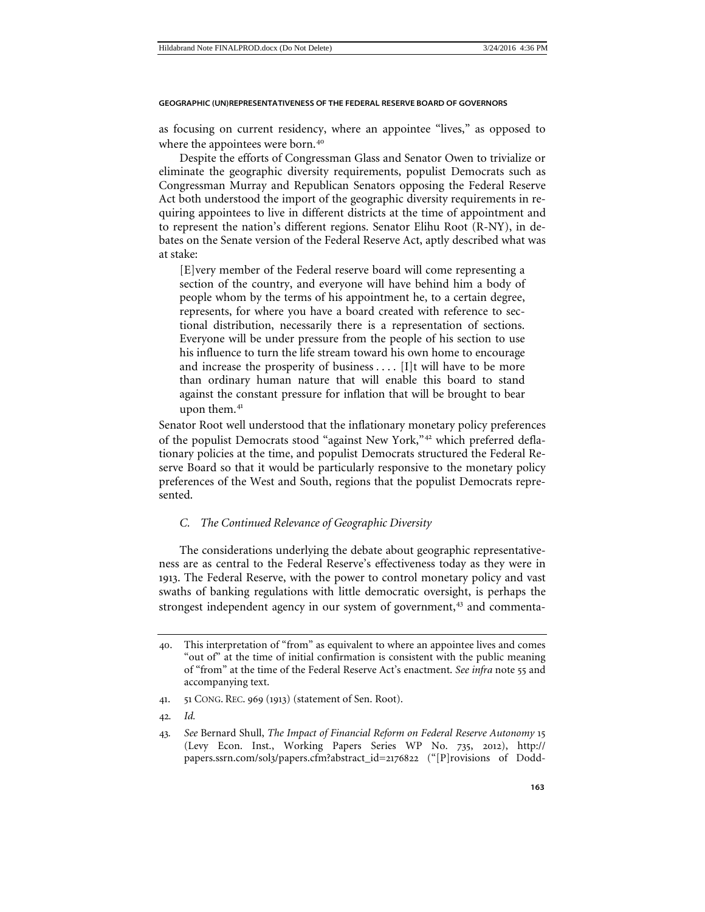as focusing on current residency, where an appointee "lives," as opposed to where the appointees were born.[40]

Despite the efforts of Congressman Glass and Senator Owen to trivialize or eliminate the geographic diversity requirements, populist Democrats such as Congressman Murray and Republican Senators opposing the Federal Reserve Act both understood the import of the geographic diversity requirements in requiring appointees to live in different districts at the time of appointment and to represent the nation's different regions. Senator Elihu Root (R-NY), in debates on the Senate version of the Federal Reserve Act, aptly described what was at stake:

> [E]very member of the Federal reserve board will come representing a section of the country, and everyone will have behind him a body of people whom by the terms of his appointment he, to a certain degree, represents, for where you have a board created with reference to sectional distribution, necessarily there is a representation of sections. Everyone will be under pressure from the people of his section to use his influence to turn the life stream toward his own home to encourage and increase the prosperity of business . . . . [I]t will have to be more than ordinary human nature that will enable this board to stand against the constant pressure for inflation that will be brought to bear upon them.[41]

Senator Root well understood that the inflationary monetary policy preferences of the populist Democrats stood "against New York,"[42] which preferred deflationary policies at the time, and populist Democrats structured the Federal Reserve Board so that it would be particularly responsive to the monetary policy preferences of the West and South, regions that the populist Democrats represented.

### *C. The Continued Relevance of Geographic Diversity*

The considerations underlying the debate about geographic representativeness are as central to the Federal Reserve's effectiveness today as they were in 1913. The Federal Reserve, with the power to control monetary policy and vast swaths of banking regulations with little democratic oversight, is perhaps the strongest independent agency in our system of government,[43] and commenta-

---

40. This interpretation of "from" as equivalent to where an appointee lives and comes "out of" at the time of initial confirmation is consistent with the public meaning of "from" at the time of the Federal Reserve Act's enactment. *See infra* note 55 and accompanying text.

41. 51 CONG. REC. 969 (1913) (statement of Sen. Root).

42. *Id.*

43. *See* Bernard Shull, *The Impact of Financial Reform on Federal Reserve Autonomy* 15 (Levy Econ. Inst., Working Papers Series WP No. 735, 2012), http://papers.ssrn.com/sol3/papers.cfm?abstract_id=2176822 ("[P]rovisions of Dodd-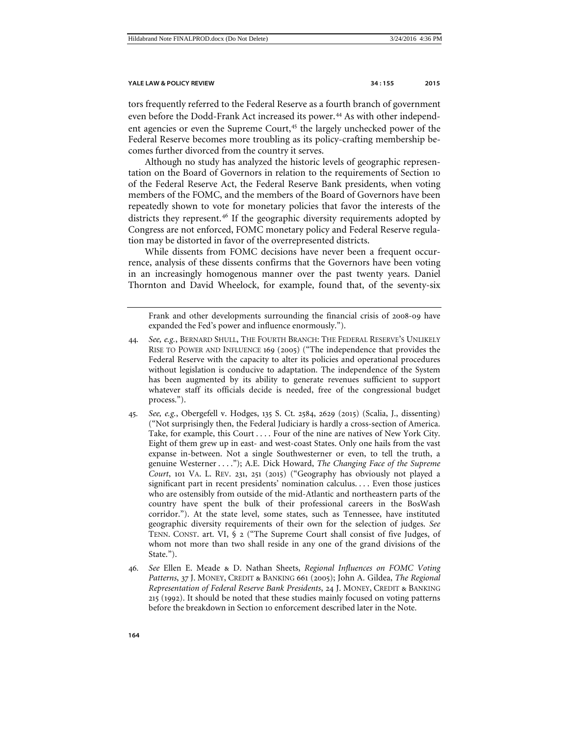tors frequently referred to the Federal Reserve as a fourth branch of government even before the Dodd-Frank Act increased its power.[44] As with other independent agencies or even the Supreme Court,[45] the largely unchecked power of the Federal Reserve becomes more troubling as its policy-crafting membership becomes further divorced from the country it serves.

Although no study has analyzed the historic levels of geographic representation on the Board of Governors in relation to the requirements of Section 10 of the Federal Reserve Act, the Federal Reserve Bank presidents, when voting members of the FOMC, and the members of the Board of Governors have been repeatedly shown to vote for monetary policies that favor the interests of the districts they represent.[46] If the geographic diversity requirements adopted by Congress are not enforced, FOMC monetary policy and Federal Reserve regulation may be distorted in favor of the overrepresented districts.

While dissents from FOMC decisions have never been a frequent occurrence, analysis of these dissents confirms that the Governors have been voting in an increasingly homogenous manner over the past twenty years. Daniel Thornton and David Wheelock, for example, found that, of the seventy-six

---

Frank and other developments surrounding the financial crisis of 2008-09 have expanded the Fed's power and influence enormously.").

44. *See, e.g.*, BERNARD SHULL, THE FOURTH BRANCH: THE FEDERAL RESERVE'S UNLIKELY RISE TO POWER AND INFLUENCE 169 (2005) ("The independence that provides the Federal Reserve with the capacity to alter its policies and operational procedures without legislation is conducive to adaptation. The independence of the System has been augmented by its ability to generate revenues sufficient to support whatever staff its officials decide is needed, free of the congressional budget process.").

45. *See, e.g.*, Obergefell v. Hodges, 135 S. Ct. 2584, 2629 (2015) (Scalia, J., dissenting) ("Not surprisingly then, the Federal Judiciary is hardly a cross-section of America. Take, for example, this Court . . . . Four of the nine are natives of New York City. Eight of them grew up in east- and west-coast States. Only one hails from the vast expanse in-between. Not a single Southwesterner or even, to tell the truth, a genuine Westerner . . . ."); A.E. Dick Howard, *The Changing Face of the Supreme Court*, 101 VA. L. REV. 231, 251 (2015) ("Geography has obviously not played a significant part in recent presidents' nomination calculus. . . . Even those justices who are ostensibly from outside of the mid-Atlantic and northeastern parts of the country have spent the bulk of their professional careers in the BosWash corridor."). At the state level, some states, such as Tennessee, have instituted geographic diversity requirements of their own for the selection of judges. *See* TENN. CONST. art. VI, § 2 ("The Supreme Court shall consist of five Judges, of whom not more than two shall reside in any one of the grand divisions of the State.").

46. *See* Ellen E. Meade & D. Nathan Sheets, *Regional Influences on FOMC Voting Patterns*, 37 J. MONEY, CREDIT & BANKING 661 (2005); John A. Gildea, *The Regional Representation of Federal Reserve Bank Presidents*, 24 J. MONEY, CREDIT & BANKING 215 (1992). It should be noted that these studies mainly focused on voting patterns before the breakdown in Section 10 enforcement described later in the Note.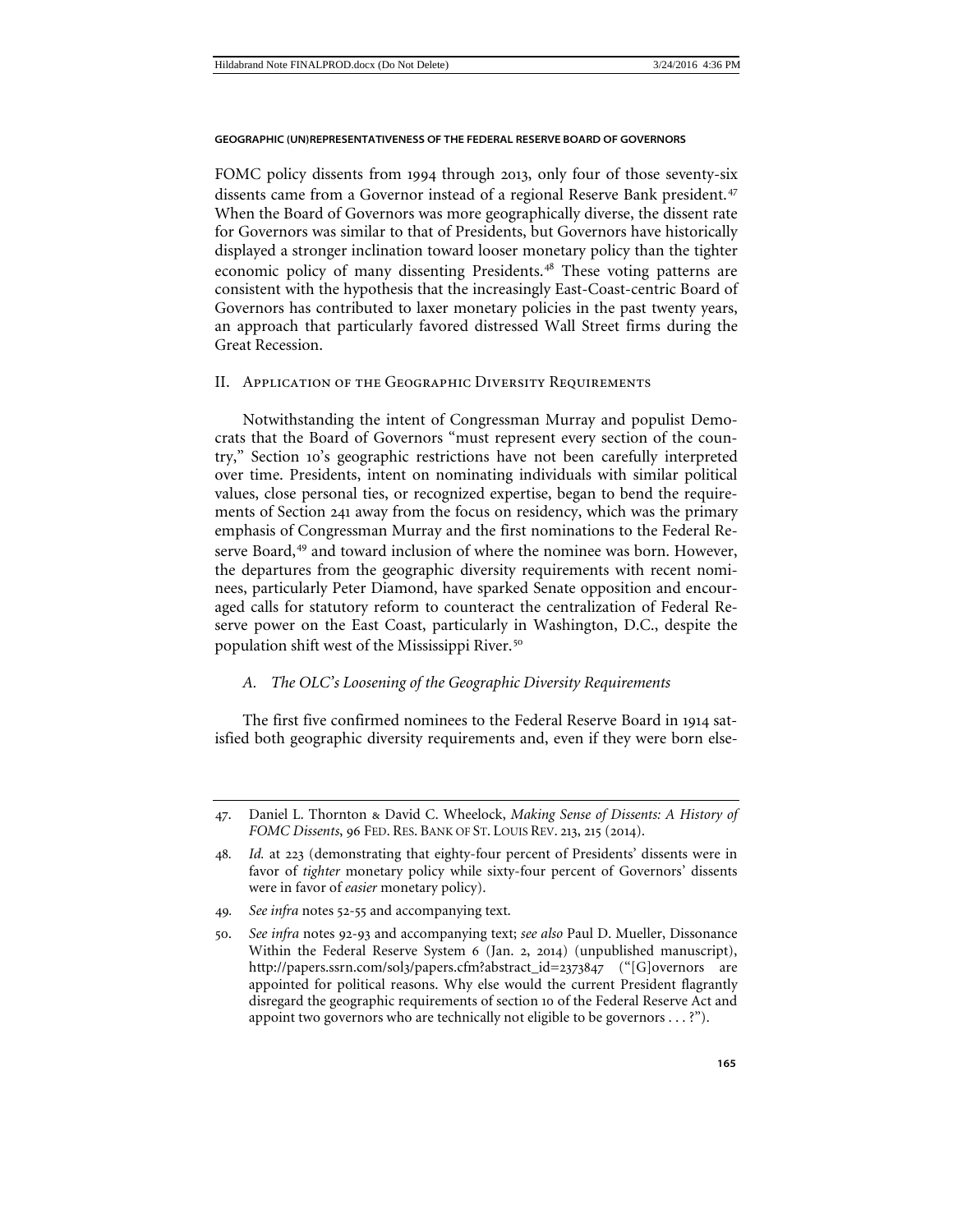FOMC policy dissents from 1994 through 2013, only four of those seventy-six dissents came from a Governor instead of a regional Reserve Bank president.[47] When the Board of Governors was more geographically diverse, the dissent rate for Governors was similar to that of Presidents, but Governors have historically displayed a stronger inclination toward looser monetary policy than the tighter economic policy of many dissenting Presidents.[48] These voting patterns are consistent with the hypothesis that the increasingly East-Coast-centric Board of Governors has contributed to laxer monetary policies in the past twenty years, an approach that particularly favored distressed Wall Street firms during the Great Recession.

## II. Application of the Geographic Diversity Requirements

Notwithstanding the intent of Congressman Murray and populist Democrats that the Board of Governors "must represent every section of the country," Section 10's geographic restrictions have not been carefully interpreted over time. Presidents, intent on nominating individuals with similar political values, close personal ties, or recognized expertise, began to bend the requirements of Section 241 away from the focus on residency, which was the primary emphasis of Congressman Murray and the first nominations to the Federal Reserve Board,[49] and toward inclusion of where the nominee was born. However, the departures from the geographic diversity requirements with recent nominees, particularly Peter Diamond, have sparked Senate opposition and encouraged calls for statutory reform to counteract the centralization of Federal Reserve power on the East Coast, particularly in Washington, D.C., despite the population shift west of the Mississippi River.[50]

### A. *The OLC's Loosening of the Geographic Diversity Requirements*

The first five confirmed nominees to the Federal Reserve Board in 1914 satisfied both geographic diversity requirements and, even if they were born else-

---

47. Daniel L. Thornton & David C. Wheelock, *Making Sense of Dissents: A History of FOMC Dissents*, 96 Fed. Res. Bank of St. Louis Rev. 213, 215 (2014).

48. *Id.* at 223 (demonstrating that eighty-four percent of Presidents' dissents were in favor of *tighter* monetary policy while sixty-four percent of Governors' dissents were in favor of *easier* monetary policy).

49. *See infra* notes 52-55 and accompanying text.

50. *See infra* notes 92-93 and accompanying text; *see also* Paul D. Mueller, Dissonance Within the Federal Reserve System 6 (Jan. 2, 2014) (unpublished manuscript), http://papers.ssrn.com/sol3/papers.cfm?abstract_id=2373847 ("[G]overnors are appointed for political reasons. Why else would the current President flagrantly disregard the geographic requirements of section 10 of the Federal Reserve Act and appoint two governors who are technically not eligible to be governors . . . ?").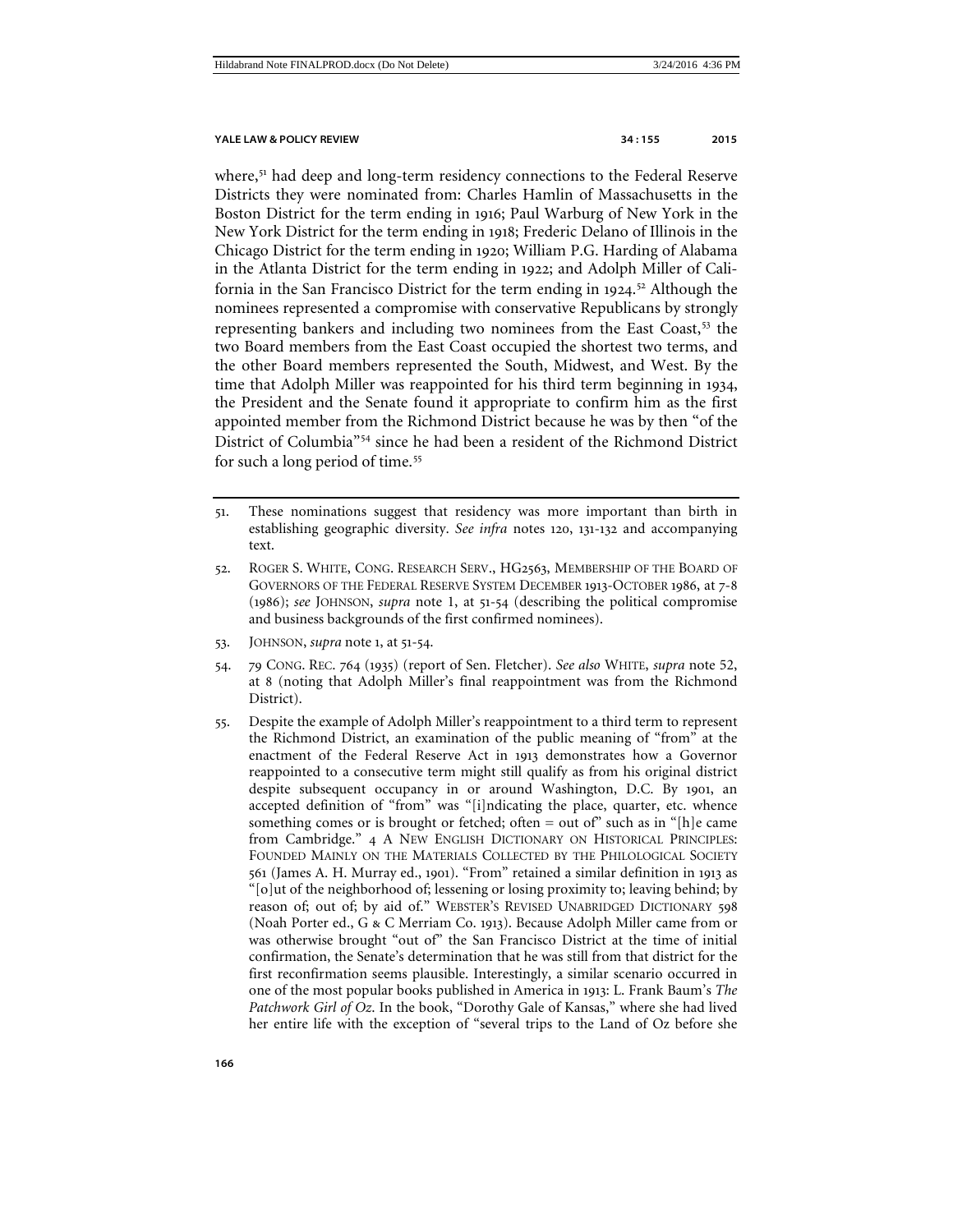where,[51] had deep and long-term residency connections to the Federal Reserve Districts they were nominated from: Charles Hamlin of Massachusetts in the Boston District for the term ending in 1916; Paul Warburg of New York in the New York District for the term ending in 1918; Frederic Delano of Illinois in the Chicago District for the term ending in 1920; William P.G. Harding of Alabama in the Atlanta District for the term ending in 1922; and Adolph Miller of California in the San Francisco District for the term ending in 1924.[52] Although the nominees represented a compromise with conservative Republicans by strongly representing bankers and including two nominees from the East Coast,[53] the two Board members from the East Coast occupied the shortest two terms, and the other Board members represented the South, Midwest, and West. By the time that Adolph Miller was reappointed for his third term beginning in 1934, the President and the Senate found it appropriate to confirm him as the first appointed member from the Richmond District because he was by then "of the District of Columbia"[54] since he had been a resident of the Richmond District for such a long period of time.[55]

---

51. These nominations suggest that residency was more important than birth in establishing geographic diversity. *See infra* notes 120, 131-132 and accompanying text.

52. ROGER S. WHITE, CONG. RESEARCH SERV., HG2563, MEMBERSHIP OF THE BOARD OF GOVERNORS OF THE FEDERAL RESERVE SYSTEM DECEMBER 1913-OCTOBER 1986, at 7-8 (1986); *see* JOHNSON, *supra* note 1, at 51-54 (describing the political compromise and business backgrounds of the first confirmed nominees).

53. JOHNSON, *supra* note 1, at 51-54.

54. 79 CONG. REC. 764 (1935) (report of Sen. Fletcher). *See also* WHITE, *supra* note 52, at 8 (noting that Adolph Miller's final reappointment was from the Richmond District).

55. Despite the example of Adolph Miller's reappointment to a third term to represent the Richmond District, an examination of the public meaning of "from" at the enactment of the Federal Reserve Act in 1913 demonstrates how a Governor reappointed to a consecutive term might still qualify as from his original district despite subsequent occupancy in or around Washington, D.C. By 1901, an accepted definition of "from" was "[i]ndicating the place, quarter, etc. whence something comes or is brought or fetched; often = out of" such as in "[h]e came from Cambridge." 4 A NEW ENGLISH DICTIONARY ON HISTORICAL PRINCIPLES: FOUNDED MAINLY ON THE MATERIALS COLLECTED BY THE PHILOLOGICAL SOCIETY 561 (James A. H. Murray ed., 1901). "From" retained a similar definition in 1913 as "[o]ut of the neighborhood of; lessening or losing proximity to; leaving behind; by reason of; out of; by aid of." WEBSTER'S REVISED UNABRIDGED DICTIONARY 598 (Noah Porter ed., G & C Merriam Co. 1913). Because Adolph Miller came from or was otherwise brought "out of" the San Francisco District at the time of initial confirmation, the Senate's determination that he was still from that district for the first reconfirmation seems plausible. Interestingly, a similar scenario occurred in one of the most popular books published in America in 1913: L. Frank Baum's *The Patchwork Girl of Oz*. In the book, "Dorothy Gale of Kansas," where she had lived her entire life with the exception of "several trips to the Land of Oz before she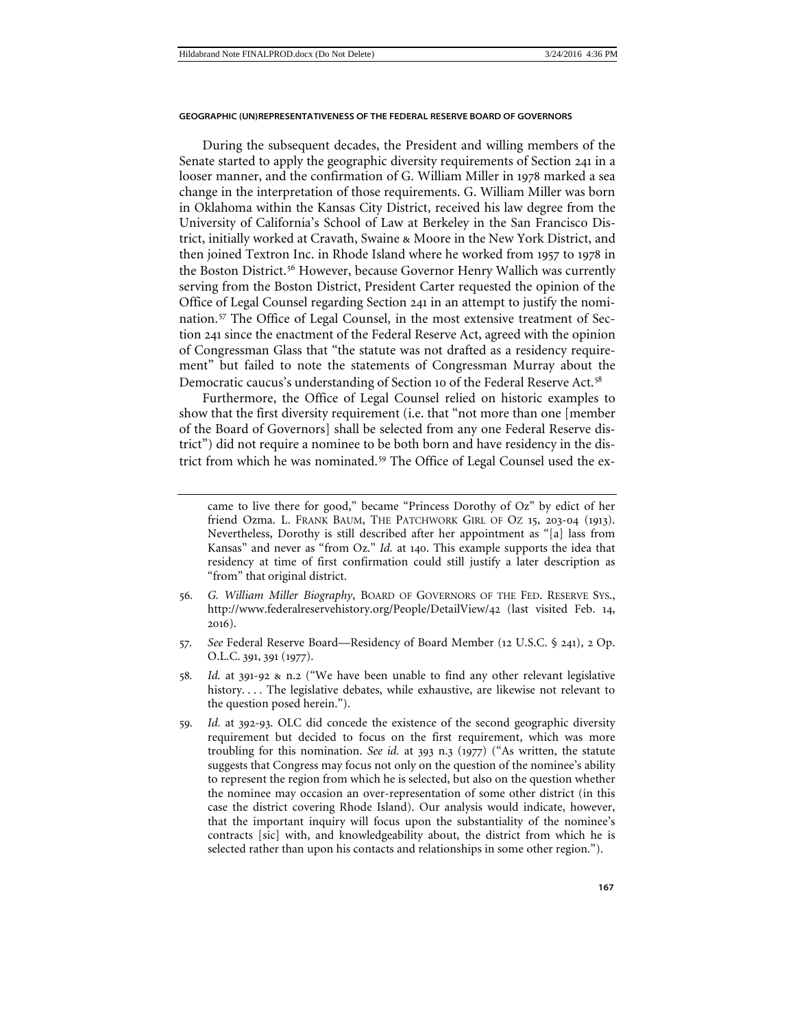During the subsequent decades, the President and willing members of the Senate started to apply the geographic diversity requirements of Section 241 in a looser manner, and the confirmation of G. William Miller in 1978 marked a sea change in the interpretation of those requirements. G. William Miller was born in Oklahoma within the Kansas City District, received his law degree from the University of California's School of Law at Berkeley in the San Francisco District, initially worked at Cravath, Swaine & Moore in the New York District, and then joined Textron Inc. in Rhode Island where he worked from 1957 to 1978 in the Boston District.[56] However, because Governor Henry Wallich was currently serving from the Boston District, President Carter requested the opinion of the Office of Legal Counsel regarding Section 241 in an attempt to justify the nomination.[57] The Office of Legal Counsel, in the most extensive treatment of Section 241 since the enactment of the Federal Reserve Act, agreed with the opinion of Congressman Glass that "the statute was not drafted as a residency requirement" but failed to note the statements of Congressman Murray about the Democratic caucus's understanding of Section 10 of the Federal Reserve Act.[58]

Furthermore, the Office of Legal Counsel relied on historic examples to show that the first diversity requirement (i.e. that "not more than one [member of the Board of Governors] shall be selected from any one Federal Reserve district") did not require a nominee to be both born and have residency in the district from which he was nominated.[59] The Office of Legal Counsel used the ex-

---

came to live there for good," became "Princess Dorothy of Oz" by edict of her friend Ozma. L. FRANK BAUM, THE PATCHWORK GIRL OF OZ 15, 203-04 (1913). Nevertheless, Dorothy is still described after her appointment as "[a] lass from Kansas" and never as "from Oz." *Id.* at 140. This example supports the idea that residency at time of first confirmation could still justify a later description as "from" that original district.

56. *G. William Miller Biography*, BOARD OF GOVERNORS OF THE FED. RESERVE SYS., http://www.federalreservehistory.org/People/DetailView/42 (last visited Feb. 14, 2016).

57. *See* Federal Reserve Board—Residency of Board Member (12 U.S.C. § 241), 2 Op. O.L.C. 391, 391 (1977).

58. *Id.* at 391-92 & n.2 ("We have been unable to find any other relevant legislative history. . . . The legislative debates, while exhaustive, are likewise not relevant to the question posed herein.").

59. *Id.* at 392-93. OLC did concede the existence of the second geographic diversity requirement but decided to focus on the first requirement, which was more troubling for this nomination. *See id.* at 393 n.3 (1977) ("As written, the statute suggests that Congress may focus not only on the question of the nominee's ability to represent the region from which he is selected, but also on the question whether the nominee may occasion an over-representation of some other district (in this case the district covering Rhode Island). Our analysis would indicate, however, that the important inquiry will focus upon the substantiality of the nominee's contracts [sic] with, and knowledgeability about, the district from which he is selected rather than upon his contacts and relationships in some other region.").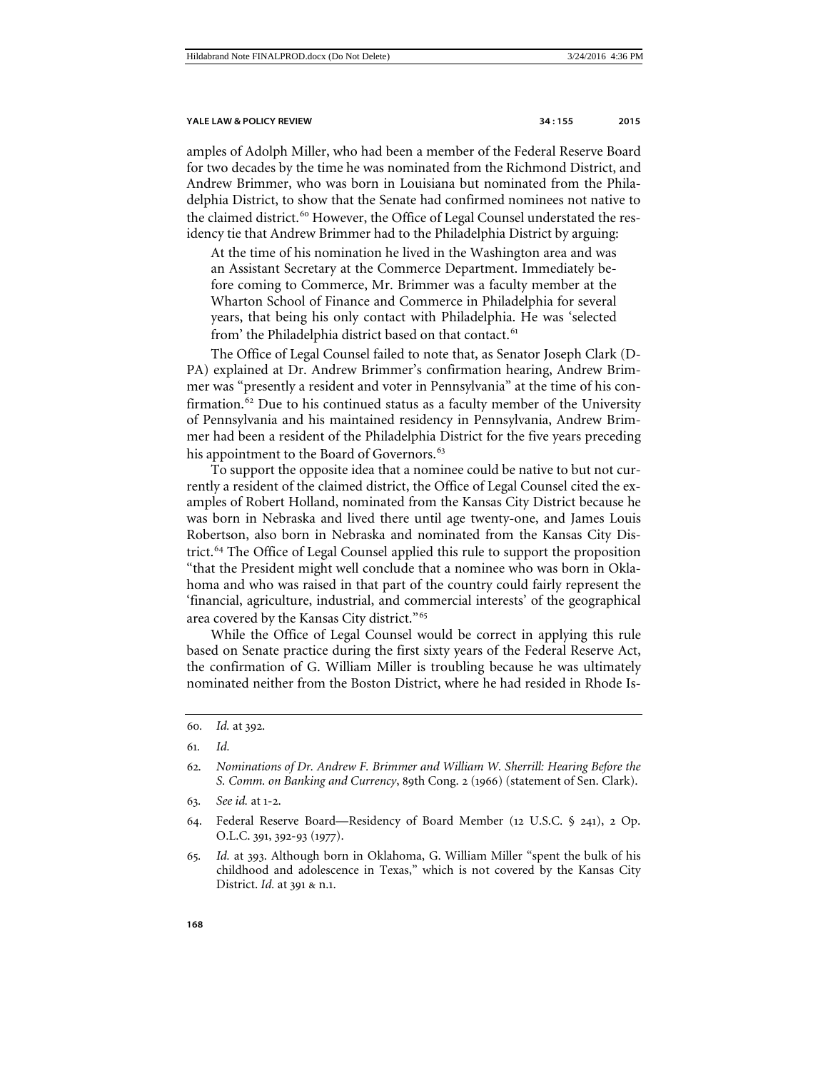amples of Adolph Miller, who had been a member of the Federal Reserve Board for two decades by the time he was nominated from the Richmond District, and Andrew Brimmer, who was born in Louisiana but nominated from the Philadelphia District, to show that the Senate had confirmed nominees not native to the claimed district.[60] However, the Office of Legal Counsel understated the residency tie that Andrew Brimmer had to the Philadelphia District by arguing:

> At the time of his nomination he lived in the Washington area and was an Assistant Secretary at the Commerce Department. Immediately before coming to Commerce, Mr. Brimmer was a faculty member at the Wharton School of Finance and Commerce in Philadelphia for several years, that being his only contact with Philadelphia. He was 'selected from' the Philadelphia district based on that contact.[61]

The Office of Legal Counsel failed to note that, as Senator Joseph Clark (D-PA) explained at Dr. Andrew Brimmer's confirmation hearing, Andrew Brimmer was "presently a resident and voter in Pennsylvania" at the time of his confirmation.[62] Due to his continued status as a faculty member of the University of Pennsylvania and his maintained residency in Pennsylvania, Andrew Brimmer had been a resident of the Philadelphia District for the five years preceding his appointment to the Board of Governors.[63]

To support the opposite idea that a nominee could be native to but not currently a resident of the claimed district, the Office of Legal Counsel cited the examples of Robert Holland, nominated from the Kansas City District because he was born in Nebraska and lived there until age twenty-one, and James Louis Robertson, also born in Nebraska and nominated from the Kansas City District.[64] The Office of Legal Counsel applied this rule to support the proposition "that the President might well conclude that a nominee who was born in Oklahoma and who was raised in that part of the country could fairly represent the 'financial, agriculture, industrial, and commercial interests' of the geographical area covered by the Kansas City district."[65]

While the Office of Legal Counsel would be correct in applying this rule based on Senate practice during the first sixty years of the Federal Reserve Act, the confirmation of G. William Miller is troubling because he was ultimately nominated neither from the Boston District, where he had resided in Rhode Is-

---

60. *Id.* at 392.

61. *Id.*

62. *Nominations of Dr. Andrew F. Brimmer and William W. Sherrill: Hearing Before the S. Comm. on Banking and Currency*, 89th Cong. 2 (1966) (statement of Sen. Clark).

63. *See id.* at 1-2.

64. Federal Reserve Board—Residency of Board Member (12 U.S.C. § 241), 2 Op. O.L.C. 391, 392-93 (1977).

65. *Id.* at 393. Although born in Oklahoma, G. William Miller "spent the bulk of his childhood and adolescence in Texas," which is not covered by the Kansas City District. *Id.* at 391 & n.1.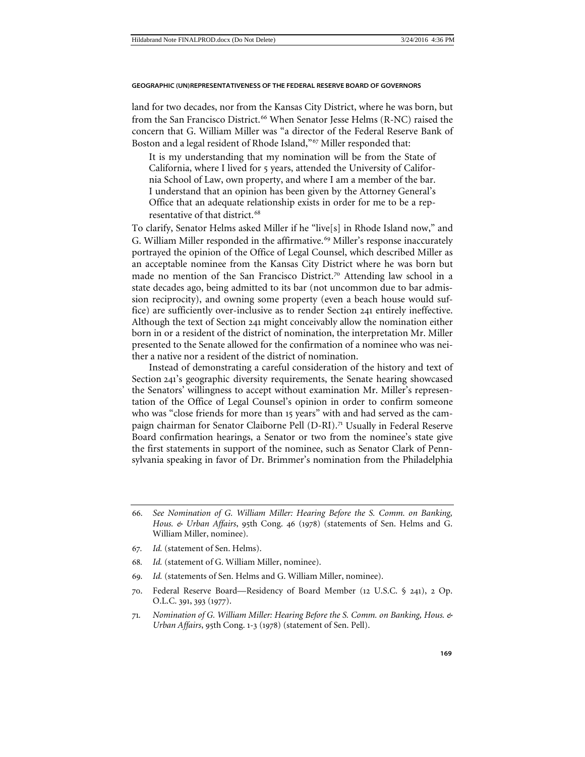land for two decades, nor from the Kansas City District, where he was born, but from the San Francisco District.[66] When Senator Jesse Helms (R-NC) raised the concern that G. William Miller was "a director of the Federal Reserve Bank of Boston and a legal resident of Rhode Island,"[67] Miller responded that:

> It is my understanding that my nomination will be from the State of California, where I lived for 5 years, attended the University of California School of Law, own property, and where I am a member of the bar. I understand that an opinion has been given by the Attorney General's Office that an adequate relationship exists in order for me to be a representative of that district.[68]

To clarify, Senator Helms asked Miller if he "live[s] in Rhode Island now," and G. William Miller responded in the affirmative.[69] Miller's response inaccurately portrayed the opinion of the Office of Legal Counsel, which described Miller as an acceptable nominee from the Kansas City District where he was born but made no mention of the San Francisco District.[70] Attending law school in a state decades ago, being admitted to its bar (not uncommon due to bar admission reciprocity), and owning some property (even a beach house would suffice) are sufficiently over-inclusive as to render Section 241 entirely ineffective. Although the text of Section 241 might conceivably allow the nomination either born in or a resident of the district of nomination, the interpretation Mr. Miller presented to the Senate allowed for the confirmation of a nominee who was neither a native nor a resident of the district of nomination.

Instead of demonstrating a careful consideration of the history and text of Section 241's geographic diversity requirements, the Senate hearing showcased the Senators' willingness to accept without examination Mr. Miller's representation of the Office of Legal Counsel's opinion in order to confirm someone who was "close friends for more than 15 years" with and had served as the campaign chairman for Senator Claiborne Pell (D-RI).[71] Usually in Federal Reserve Board confirmation hearings, a Senator or two from the nominee's state give the first statements in support of the nominee, such as Senator Clark of Pennsylvania speaking in favor of Dr. Brimmer's nomination from the Philadelphia

---

66. *See Nomination of G. William Miller: Hearing Before the S. Comm. on Banking, Hous. & Urban Affairs*, 95th Cong. 46 (1978) (statements of Sen. Helms and G. William Miller, nominee).

67. *Id.* (statement of Sen. Helms).

68. *Id.* (statement of G. William Miller, nominee).

69. *Id.* (statements of Sen. Helms and G. William Miller, nominee).

70. Federal Reserve Board—Residency of Board Member (12 U.S.C. § 241), 2 Op. O.L.C. 391, 393 (1977).

71. *Nomination of G. William Miller: Hearing Before the S. Comm. on Banking, Hous. & Urban Affairs*, 95th Cong. 1-3 (1978) (statement of Sen. Pell).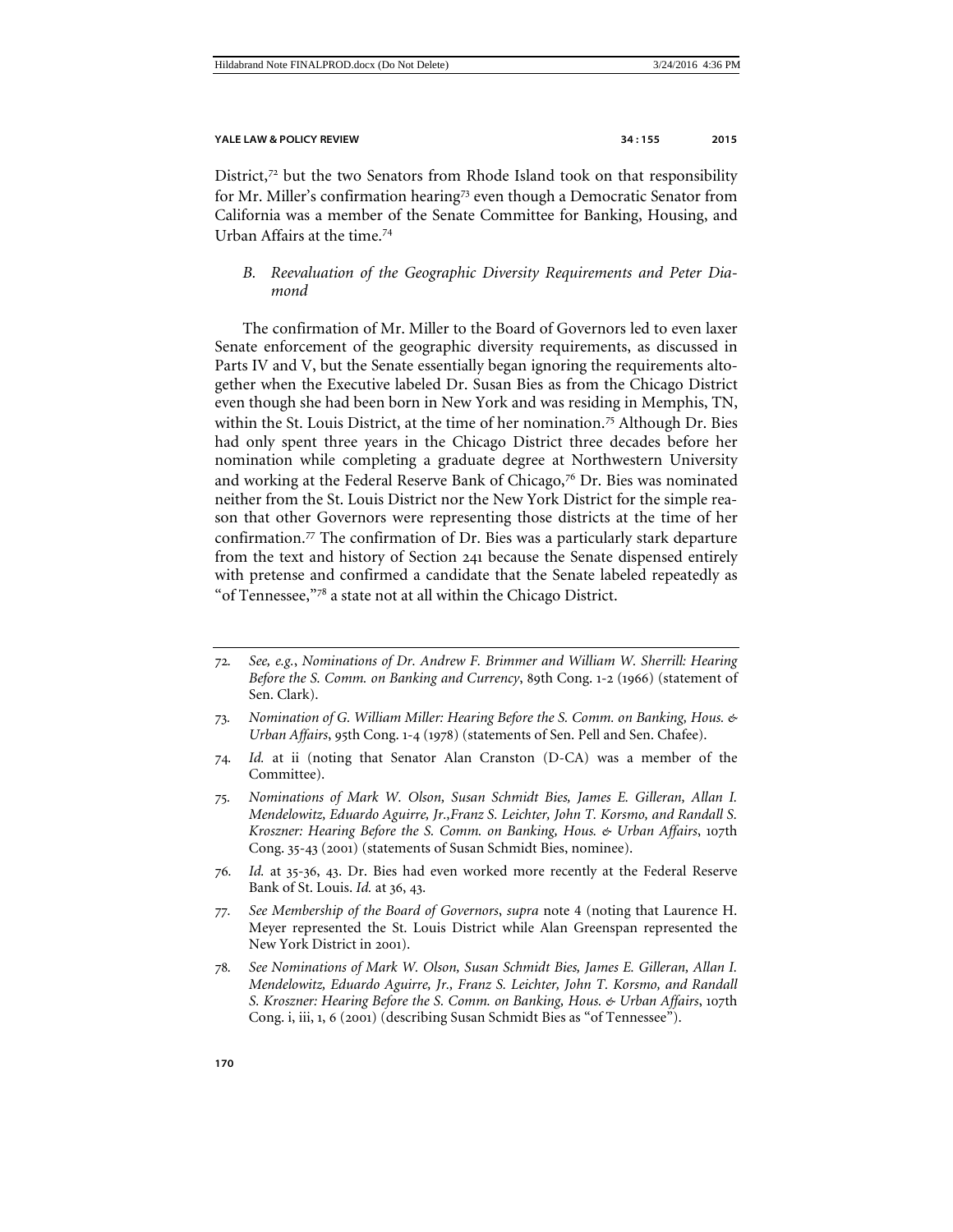District,[72] but the two Senators from Rhode Island took on that responsibility for Mr. Miller's confirmation hearing[73] even though a Democratic Senator from California was a member of the Senate Committee for Banking, Housing, and Urban Affairs at the time.[74]

### *B. Reevaluation of the Geographic Diversity Requirements and Peter Diamond*

The confirmation of Mr. Miller to the Board of Governors led to even laxer Senate enforcement of the geographic diversity requirements, as discussed in Parts IV and V, but the Senate essentially began ignoring the requirements altogether when the Executive labeled Dr. Susan Bies as from the Chicago District even though she had been born in New York and was residing in Memphis, TN, within the St. Louis District, at the time of her nomination.[75] Although Dr. Bies had only spent three years in the Chicago District three decades before her nomination while completing a graduate degree at Northwestern University and working at the Federal Reserve Bank of Chicago,[76] Dr. Bies was nominated neither from the St. Louis District nor the New York District for the simple reason that other Governors were representing those districts at the time of her confirmation.[77] The confirmation of Dr. Bies was a particularly stark departure from the text and history of Section 241 because the Senate dispensed entirely with pretense and confirmed a candidate that the Senate labeled repeatedly as "of Tennessee,"[78] a state not at all within the Chicago District.

---

72. *See, e.g.*, *Nominations of Dr. Andrew F. Brimmer and William W. Sherrill: Hearing Before the S. Comm. on Banking and Currency*, 89th Cong. 1-2 (1966) (statement of Sen. Clark).

73. *Nomination of G. William Miller: Hearing Before the S. Comm. on Banking, Hous. & Urban Affairs*, 95th Cong. 1-4 (1978) (statements of Sen. Pell and Sen. Chafee).

74. *Id.* at ii (noting that Senator Alan Cranston (D-CA) was a member of the Committee).

75. *Nominations of Mark W. Olson, Susan Schmidt Bies, James E. Gilleran, Allan I. Mendelowitz, Eduardo Aguirre, Jr.,Franz S. Leichter, John T. Korsmo, and Randall S. Kroszner: Hearing Before the S. Comm. on Banking, Hous. & Urban Affairs*, 107th Cong. 35-43 (2001) (statements of Susan Schmidt Bies, nominee).

76. *Id.* at 35-36, 43. Dr. Bies had even worked more recently at the Federal Reserve Bank of St. Louis. *Id.* at 36, 43.

77. *See Membership of the Board of Governors*, *supra* note 4 (noting that Laurence H. Meyer represented the St. Louis District while Alan Greenspan represented the New York District in 2001).

78. *See Nominations of Mark W. Olson, Susan Schmidt Bies, James E. Gilleran, Allan I. Mendelowitz, Eduardo Aguirre, Jr., Franz S. Leichter, John T. Korsmo, and Randall S. Kroszner: Hearing Before the S. Comm. on Banking, Hous. & Urban Affairs*, 107th Cong. i, iii, 1, 6 (2001) (describing Susan Schmidt Bies as "of Tennessee").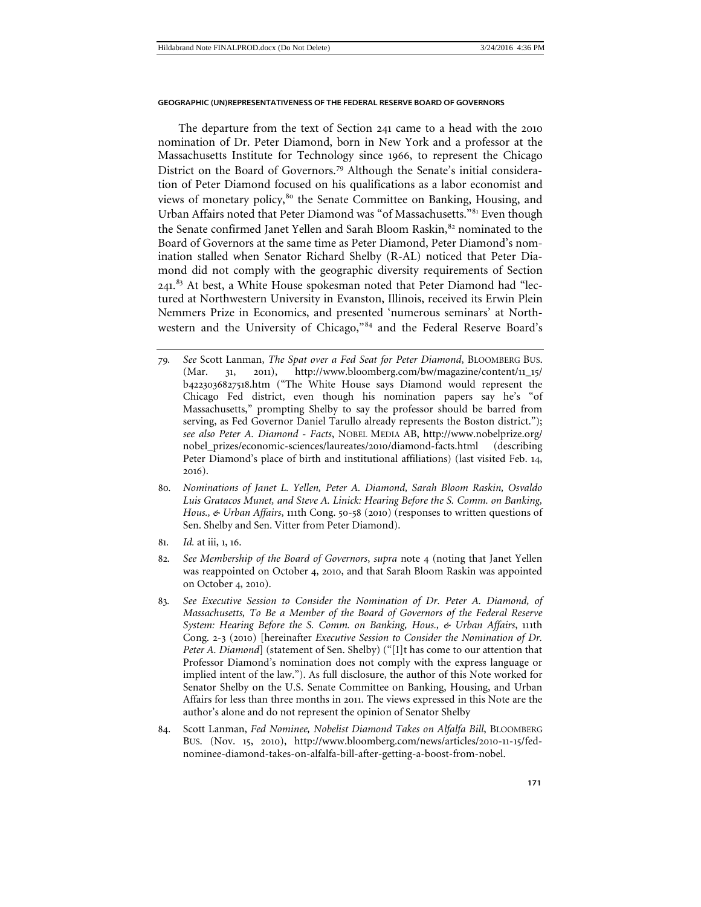The departure from the text of Section 241 came to a head with the 2010 nomination of Dr. Peter Diamond, born in New York and a professor at the Massachusetts Institute for Technology since 1966, to represent the Chicago District on the Board of Governors.[79] Although the Senate's initial consideration of Peter Diamond focused on his qualifications as a labor economist and views of monetary policy,[80] the Senate Committee on Banking, Housing, and Urban Affairs noted that Peter Diamond was "of Massachusetts."[81] Even though the Senate confirmed Janet Yellen and Sarah Bloom Raskin,[82] nominated to the Board of Governors at the same time as Peter Diamond, Peter Diamond's nomination stalled when Senator Richard Shelby (R-AL) noticed that Peter Diamond did not comply with the geographic diversity requirements of Section 241.[83] At best, a White House spokesman noted that Peter Diamond had "lectured at Northwestern University in Evanston, Illinois, received its Erwin Plein Nemmers Prize in Economics, and presented 'numerous seminars' at Northwestern and the University of Chicago,"[84] and the Federal Reserve Board's

---

79. *See* Scott Lanman, *The Spat over a Fed Seat for Peter Diamond*, BLOOMBERG BUS. (Mar. 31, 2011), http://www.bloomberg.com/bw/magazine/content/11_15/b4223036827518.htm ("The White House says Diamond would represent the Chicago Fed district, even though his nomination papers say he's "of Massachusetts," prompting Shelby to say the professor should be barred from serving, as Fed Governor Daniel Tarullo already represents the Boston district."); *see also Peter A. Diamond - Facts*, NOBEL MEDIA AB, http://www.nobelprize.org/nobel_prizes/economic-sciences/laureates/2010/diamond-facts.html (describing Peter Diamond's place of birth and institutional affiliations) (last visited Feb. 14, 2016).

80. *Nominations of Janet L. Yellen, Peter A. Diamond, Sarah Bloom Raskin, Osvaldo Luis Gratacos Munet, and Steve A. Linick: Hearing Before the S. Comm. on Banking, Hous., & Urban Affairs*, 111th Cong. 50-58 (2010) (responses to written questions of Sen. Shelby and Sen. Vitter from Peter Diamond).

81. *Id.* at iii, 1, 16.

82. *See Membership of the Board of Governors*, *supra* note 4 (noting that Janet Yellen was reappointed on October 4, 2010, and that Sarah Bloom Raskin was appointed on October 4, 2010).

83. *See Executive Session to Consider the Nomination of Dr. Peter A. Diamond, of Massachusetts, To Be a Member of the Board of Governors of the Federal Reserve System: Hearing Before the S. Comm. on Banking, Hous., & Urban Affairs*, 111th Cong. 2-3 (2010) [hereinafter *Executive Session to Consider the Nomination of Dr. Peter A. Diamond*] (statement of Sen. Shelby) ("[I]t has come to our attention that Professor Diamond's nomination does not comply with the express language or implied intent of the law."). As full disclosure, the author of this Note worked for Senator Shelby on the U.S. Senate Committee on Banking, Housing, and Urban Affairs for less than three months in 2011. The views expressed in this Note are the author's alone and do not represent the opinion of Senator Shelby

84. Scott Lanman, *Fed Nominee, Nobelist Diamond Takes on Alfalfa Bill*, BLOOMBERG BUS. (Nov. 15, 2010), http://www.bloomberg.com/news/articles/2010-11-15/fed-nominee-diamond-takes-on-alfalfa-bill-after-getting-a-boost-from-nobel.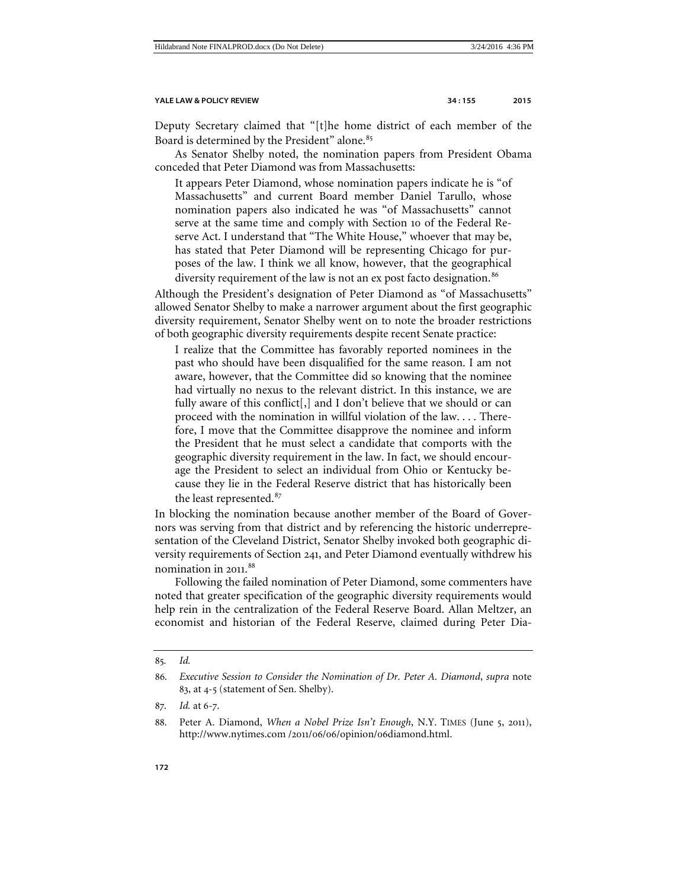Deputy Secretary claimed that "[t]he home district of each member of the Board is determined by the President" alone.[85]

As Senator Shelby noted, the nomination papers from President Obama conceded that Peter Diamond was from Massachusetts:

> It appears Peter Diamond, whose nomination papers indicate he is "of Massachusetts" and current Board member Daniel Tarullo, whose nomination papers also indicated he was "of Massachusetts" cannot serve at the same time and comply with Section 10 of the Federal Reserve Act. I understand that "The White House," whoever that may be, has stated that Peter Diamond will be representing Chicago for purposes of the law. I think we all know, however, that the geographical diversity requirement of the law is not an ex post facto designation.[86]

Although the President's designation of Peter Diamond as "of Massachusetts" allowed Senator Shelby to make a narrower argument about the first geographic diversity requirement, Senator Shelby went on to note the broader restrictions of both geographic diversity requirements despite recent Senate practice:

> I realize that the Committee has favorably reported nominees in the past who should have been disqualified for the same reason. I am not aware, however, that the Committee did so knowing that the nominee had virtually no nexus to the relevant district. In this instance, we are fully aware of this conflict[,] and I don't believe that we should or can proceed with the nomination in willful violation of the law. . . . Therefore, I move that the Committee disapprove the nominee and inform the President that he must select a candidate that comports with the geographic diversity requirement in the law. In fact, we should encourage the President to select an individual from Ohio or Kentucky because they lie in the Federal Reserve district that has historically been the least represented.[87]

In blocking the nomination because another member of the Board of Governors was serving from that district and by referencing the historic underrepresentation of the Cleveland District, Senator Shelby invoked both geographic diversity requirements of Section 241, and Peter Diamond eventually withdrew his nomination in 2011.[88]

Following the failed nomination of Peter Diamond, some commenters have noted that greater specification of the geographic diversity requirements would help rein in the centralization of the Federal Reserve Board. Allan Meltzer, an economist and historian of the Federal Reserve, claimed during Peter Dia-

---

85. *Id.*

86. *Executive Session to Consider the Nomination of Dr. Peter A. Diamond*, *supra* note 83, at 4-5 (statement of Sen. Shelby).

87. *Id.* at 6-7.

88. Peter A. Diamond, *When a Nobel Prize Isn't Enough*, N.Y. TIMES (June 5, 2011), http://www.nytimes.com /2011/06/06/opinion/06diamond.html.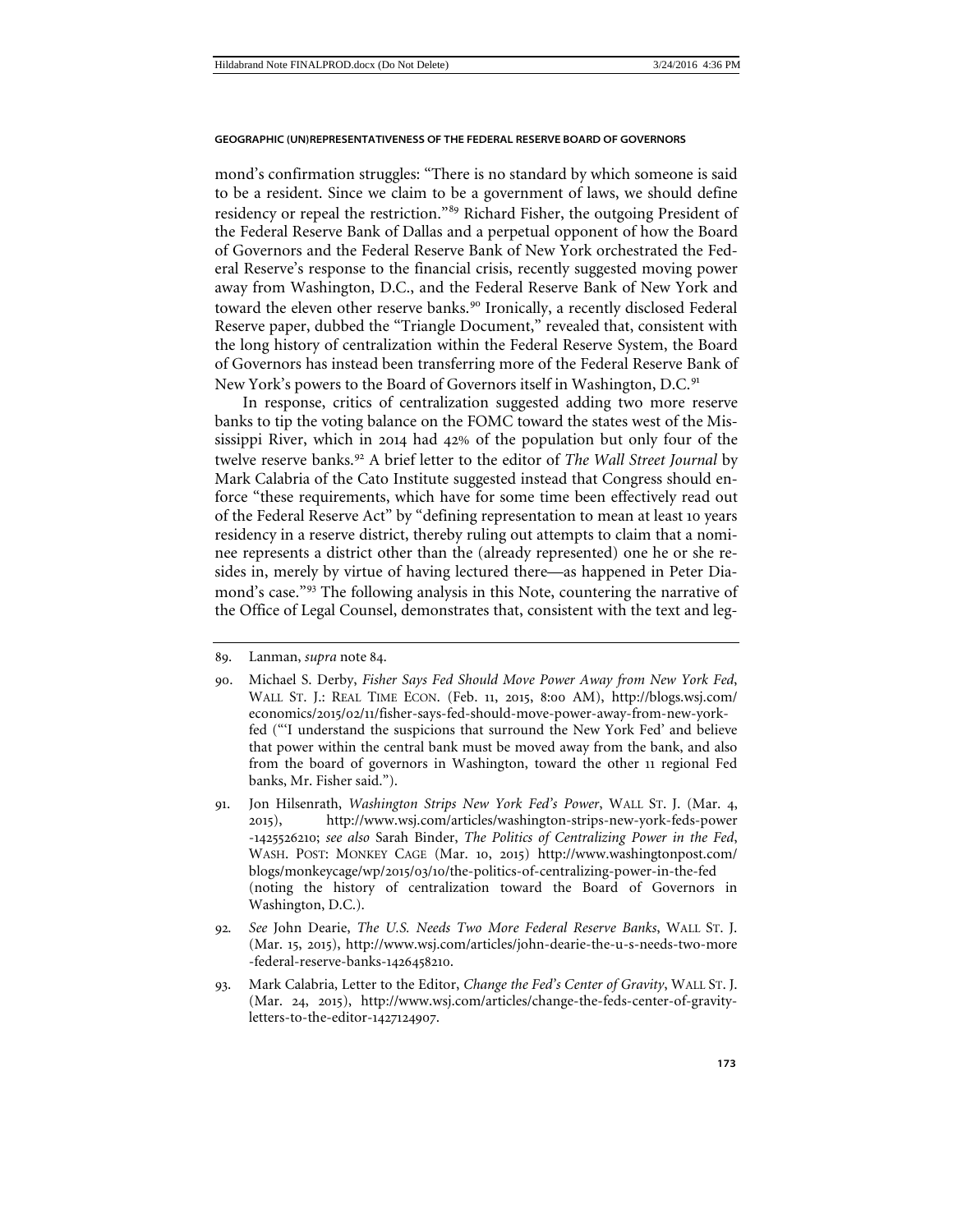mond's confirmation struggles: "There is no standard by which someone is said to be a resident. Since we claim to be a government of laws, we should define residency or repeal the restriction."[89] Richard Fisher, the outgoing President of the Federal Reserve Bank of Dallas and a perpetual opponent of how the Board of Governors and the Federal Reserve Bank of New York orchestrated the Federal Reserve's response to the financial crisis, recently suggested moving power away from Washington, D.C., and the Federal Reserve Bank of New York and toward the eleven other reserve banks.[90] Ironically, a recently disclosed Federal Reserve paper, dubbed the "Triangle Document," revealed that, consistent with the long history of centralization within the Federal Reserve System, the Board of Governors has instead been transferring more of the Federal Reserve Bank of New York's powers to the Board of Governors itself in Washington, D.C.[91]

In response, critics of centralization suggested adding two more reserve banks to tip the voting balance on the FOMC toward the states west of the Mississippi River, which in 2014 had 42% of the population but only four of the twelve reserve banks.[92] A brief letter to the editor of *The Wall Street Journal* by Mark Calabria of the Cato Institute suggested instead that Congress should enforce "these requirements, which have for some time been effectively read out of the Federal Reserve Act" by "defining representation to mean at least 10 years residency in a reserve district, thereby ruling out attempts to claim that a nominee represents a district other than the (already represented) one he or she resides in, merely by virtue of having lectured there—as happened in Peter Diamond's case."[93] The following analysis in this Note, countering the narrative of the Office of Legal Counsel, demonstrates that, consistent with the text and leg-

---

89. Lanman, *supra* note 84.

90. Michael S. Derby, *Fisher Says Fed Should Move Power Away from New York Fed*, WALL ST. J.: REAL TIME ECON. (Feb. 11, 2015, 8:00 AM), http://blogs.wsj.com/economics/2015/02/11/fisher-says-fed-should-move-power-away-from-new-york-fed ("'I understand the suspicions that surround the New York Fed' and believe that power within the central bank must be moved away from the bank, and also from the board of governors in Washington, toward the other 11 regional Fed banks, Mr. Fisher said.").

91. Jon Hilsenrath, *Washington Strips New York Fed's Power*, WALL ST. J. (Mar. 4, 2015), http://www.wsj.com/articles/washington-strips-new-york-feds-power-1425526210; *see also* Sarah Binder, *The Politics of Centralizing Power in the Fed*, WASH. POST: MONKEY CAGE (Mar. 10, 2015) http://www.washingtonpost.com/blogs/monkeycage/wp/2015/03/10/the-politics-of-centralizing-power-in-the-fed (noting the history of centralization toward the Board of Governors in Washington, D.C.).

92. *See* John Dearie, *The U.S. Needs Two More Federal Reserve Banks*, WALL ST. J. (Mar. 15, 2015), http://www.wsj.com/articles/john-dearie-the-u-s-needs-two-more-federal-reserve-banks-1426458210.

93. Mark Calabria, Letter to the Editor, *Change the Fed's Center of Gravity*, WALL ST. J. (Mar. 24, 2015), http://www.wsj.com/articles/change-the-feds-center-of-gravity-letters-to-the-editor-1427124907.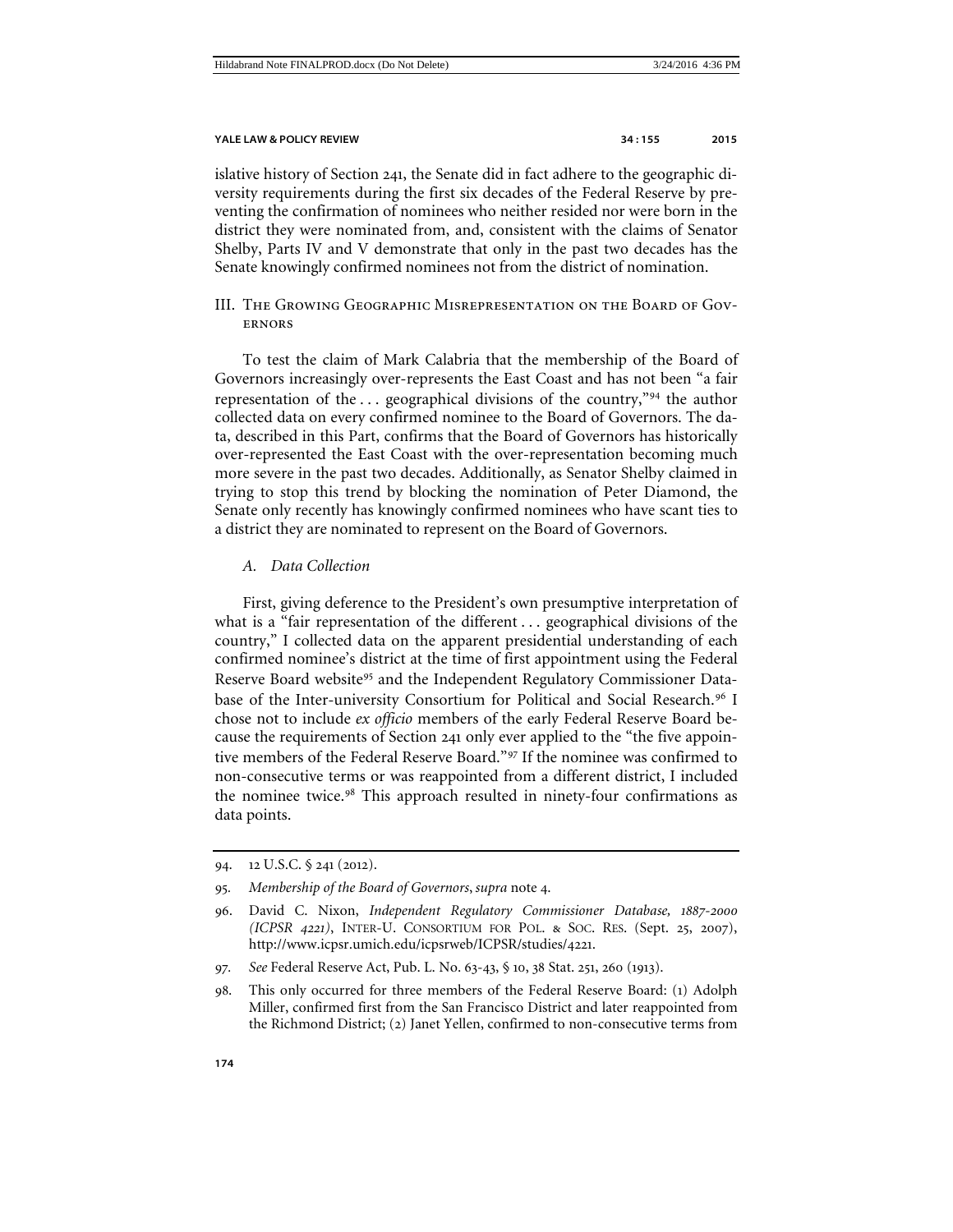islative history of Section 241, the Senate did in fact adhere to the geographic diversity requirements during the first six decades of the Federal Reserve by preventing the confirmation of nominees who neither resided nor were born in the district they were nominated from, and, consistent with the claims of Senator Shelby, Parts IV and V demonstrate that only in the past two decades has the Senate knowingly confirmed nominees not from the district of nomination.

## III. The Growing Geographic Misrepresentation on the Board of Governors

To test the claim of Mark Calabria that the membership of the Board of Governors increasingly over-represents the East Coast and has not been "a fair representation of the . . . geographical divisions of the country,"[94] the author collected data on every confirmed nominee to the Board of Governors. The data, described in this Part, confirms that the Board of Governors has historically over-represented the East Coast with the over-representation becoming much more severe in the past two decades. Additionally, as Senator Shelby claimed in trying to stop this trend by blocking the nomination of Peter Diamond, the Senate only recently has knowingly confirmed nominees who have scant ties to a district they are nominated to represent on the Board of Governors.

### *A. Data Collection*

First, giving deference to the President's own presumptive interpretation of what is a "fair representation of the different . . . geographical divisions of the country," I collected data on the apparent presidential understanding of each confirmed nominee's district at the time of first appointment using the Federal Reserve Board website[95] and the Independent Regulatory Commissioner Database of the Inter-university Consortium for Political and Social Research.[96] I chose not to include *ex officio* members of the early Federal Reserve Board because the requirements of Section 241 only ever applied to the "the five appointive members of the Federal Reserve Board."[97] If the nominee was confirmed to non-consecutive terms or was reappointed from a different district, I included the nominee twice.[98] This approach resulted in ninety-four confirmations as data points.

94. 12 U.S.C. § 241 (2012).

95. *Membership of the Board of Governors*, *supra* note 4.

96. David C. Nixon, *Independent Regulatory Commissioner Database, 1887-2000 (ICPSR 4221)*, INTER-U. CONSORTIUM FOR POL. & SOC. RES. (Sept. 25, 2007), http://www.icpsr.umich.edu/icpsrweb/ICPSR/studies/4221.

97. *See* Federal Reserve Act, Pub. L. No. 63-43, § 10, 38 Stat. 251, 260 (1913).

98. This only occurred for three members of the Federal Reserve Board: (1) Adolph Miller, confirmed first from the San Francisco District and later reappointed from the Richmond District; (2) Janet Yellen, confirmed to non-consecutive terms from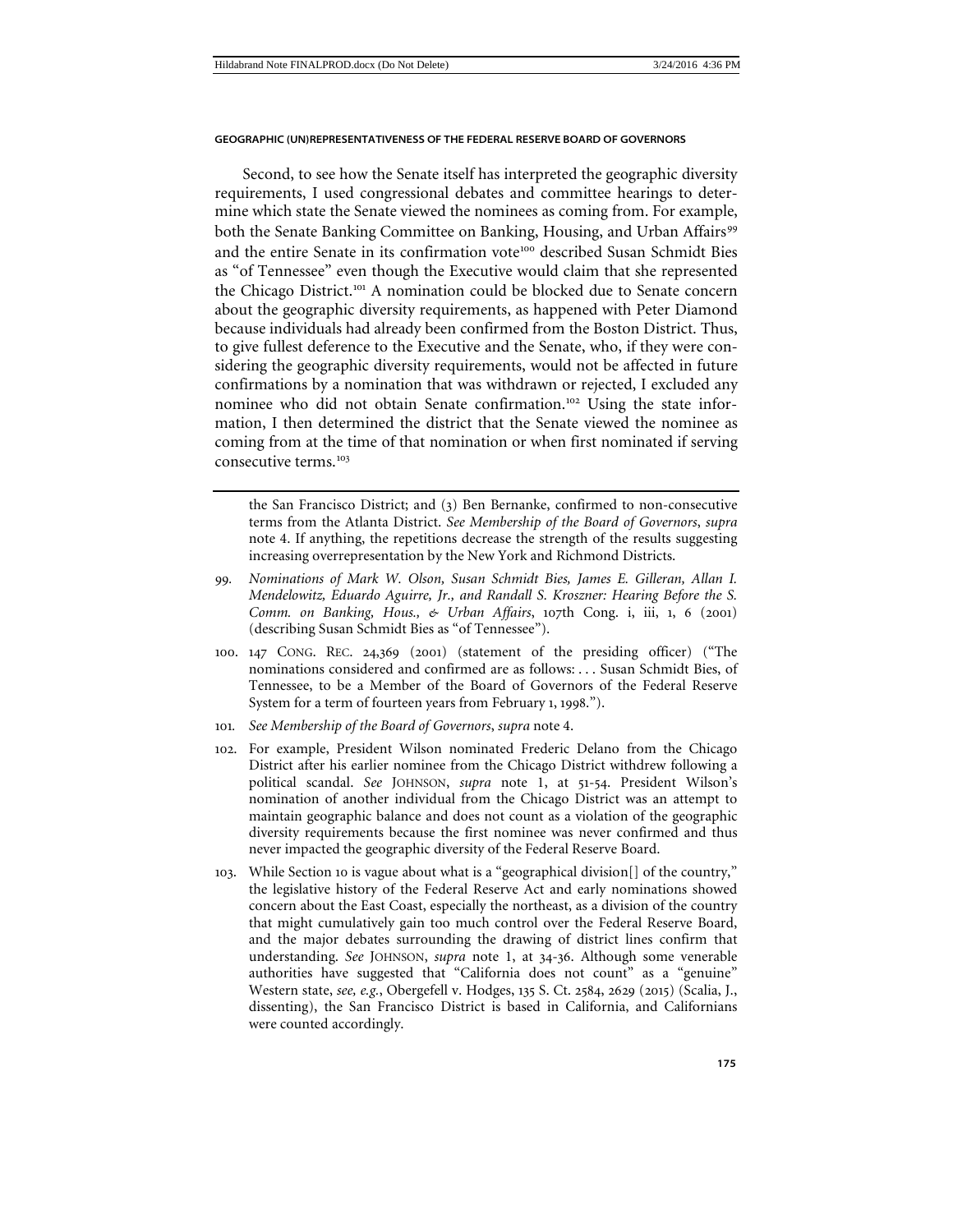Second, to see how the Senate itself has interpreted the geographic diversity requirements, I used congressional debates and committee hearings to determine which state the Senate viewed the nominees as coming from. For example, both the Senate Banking Committee on Banking, Housing, and Urban Affairs[99] and the entire Senate in its confirmation vote[100] described Susan Schmidt Bies as "of Tennessee" even though the Executive would claim that she represented the Chicago District.[101] A nomination could be blocked due to Senate concern about the geographic diversity requirements, as happened with Peter Diamond because individuals had already been confirmed from the Boston District. Thus, to give fullest deference to the Executive and the Senate, who, if they were considering the geographic diversity requirements, would not be affected in future confirmations by a nomination that was withdrawn or rejected, I excluded any nominee who did not obtain Senate confirmation.[102] Using the state information, I then determined the district that the Senate viewed the nominee as coming from at the time of that nomination or when first nominated if serving consecutive terms.[103]

---

the San Francisco District; and (3) Ben Bernanke, confirmed to non-consecutive terms from the Atlanta District. *See Membership of the Board of Governors*, *supra* note 4. If anything, the repetitions decrease the strength of the results suggesting increasing overrepresentation by the New York and Richmond Districts.

99. *Nominations of Mark W. Olson, Susan Schmidt Bies, James E. Gilleran, Allan I. Mendelowitz, Eduardo Aguirre, Jr., and Randall S. Kroszner: Hearing Before the S. Comm. on Banking, Hous., & Urban Affairs*, 107th Cong. i, iii, 1, 6 (2001) (describing Susan Schmidt Bies as "of Tennessee").

100. 147 CONG. REC. 24,369 (2001) (statement of the presiding officer) ("The nominations considered and confirmed are as follows: . . . Susan Schmidt Bies, of Tennessee, to be a Member of the Board of Governors of the Federal Reserve System for a term of fourteen years from February 1, 1998.").

101. *See Membership of the Board of Governors*, *supra* note 4.

102. For example, President Wilson nominated Frederic Delano from the Chicago District after his earlier nominee from the Chicago District withdrew following a political scandal. *See* JOHNSON, *supra* note 1, at 51-54. President Wilson's nomination of another individual from the Chicago District was an attempt to maintain geographic balance and does not count as a violation of the geographic diversity requirements because the first nominee was never confirmed and thus never impacted the geographic diversity of the Federal Reserve Board.

103. While Section 10 is vague about what is a "geographical division[] of the country," the legislative history of the Federal Reserve Act and early nominations showed concern about the East Coast, especially the northeast, as a division of the country that might cumulatively gain too much control over the Federal Reserve Board, and the major debates surrounding the drawing of district lines confirm that understanding. *See* JOHNSON, *supra* note 1, at 34-36. Although some venerable authorities have suggested that "California does not count" as a "genuine" Western state, *see, e.g.*, Obergefell v. Hodges, 135 S. Ct. 2584, 2629 (2015) (Scalia, J., dissenting), the San Francisco District is based in California, and Californians were counted accordingly.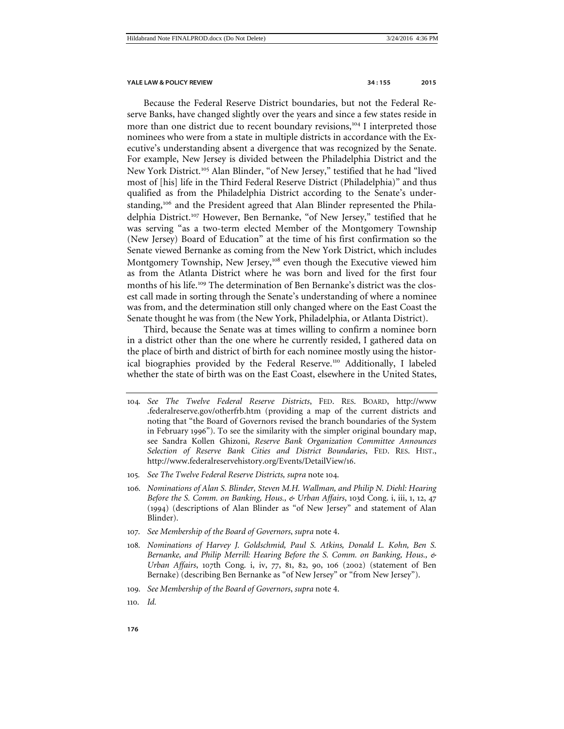Because the Federal Reserve District boundaries, but not the Federal Reserve Banks, have changed slightly over the years and since a few states reside in more than one district due to recent boundary revisions,[104] I interpreted those nominees who were from a state in multiple districts in accordance with the Executive's understanding absent a divergence that was recognized by the Senate. For example, New Jersey is divided between the Philadelphia District and the New York District.[105] Alan Blinder, "of New Jersey," testified that he had "lived most of [his] life in the Third Federal Reserve District (Philadelphia)" and thus qualified as from the Philadelphia District according to the Senate's understanding,[106] and the President agreed that Alan Blinder represented the Philadelphia District.[107] However, Ben Bernanke, "of New Jersey," testified that he was serving "as a two-term elected Member of the Montgomery Township (New Jersey) Board of Education" at the time of his first confirmation so the Senate viewed Bernanke as coming from the New York District, which includes Montgomery Township, New Jersey,[108] even though the Executive viewed him as from the Atlanta District where he was born and lived for the first four months of his life.[109] The determination of Ben Bernanke's district was the closest call made in sorting through the Senate's understanding of where a nominee was from, and the determination still only changed where on the East Coast the Senate thought he was from (the New York, Philadelphia, or Atlanta District).

Third, because the Senate was at times willing to confirm a nominee born in a district other than the one where he currently resided, I gathered data on the place of birth and district of birth for each nominee mostly using the historical biographies provided by the Federal Reserve.[110] Additionally, I labeled whether the state of birth was on the East Coast, elsewhere in the United States,

---

104. *See The Twelve Federal Reserve Districts*, FED. RES. BOARD, http://www.federalreserve.gov/otherfrb.htm (providing a map of the current districts and noting that "the Board of Governors revised the branch boundaries of the System in February 1996"). To see the similarity with the simpler original boundary map, see Sandra Kollen Ghizoni, *Reserve Bank Organization Committee Announces Selection of Reserve Bank Cities and District Boundaries*, FED. RES. HIST., http://www.federalreservehistory.org/Events/DetailView/16.

105. *See The Twelve Federal Reserve Districts, supra* note 104.

106. *Nominations of Alan S. Blinder, Steven M.H. Wallman, and Philip N. Diehl: Hearing Before the S. Comm. on Banking, Hous., & Urban Affairs*, 103d Cong. i, iii, 1, 12, 47 (1994) (descriptions of Alan Blinder as "of New Jersey" and statement of Alan Blinder).

107. *See Membership of the Board of Governors*, *supra* note 4.

108. *Nominations of Harvey J. Goldschmid, Paul S. Atkins, Donald L. Kohn, Ben S. Bernanke, and Philip Merrill: Hearing Before the S. Comm. on Banking, Hous., & Urban Affairs*, 107th Cong. i, iv, 77, 81, 82, 90, 106 (2002) (statement of Ben Bernake) (describing Ben Bernanke as "of New Jersey" or "from New Jersey").

109. *See Membership of the Board of Governors*, *supra* note 4.

110. *Id.*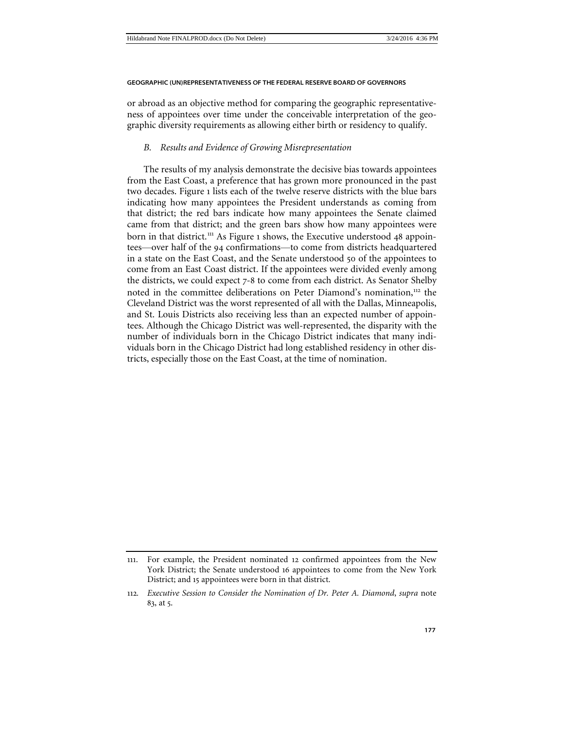or abroad as an objective method for comparing the geographic representativeness of appointees over time under the conceivable interpretation of the geographic diversity requirements as allowing either birth or residency to qualify.

### *B. Results and Evidence of Growing Misrepresentation*

The results of my analysis demonstrate the decisive bias towards appointees from the East Coast, a preference that has grown more pronounced in the past two decades. Figure 1 lists each of the twelve reserve districts with the blue bars indicating how many appointees the President understands as coming from that district; the red bars indicate how many appointees the Senate claimed came from that district; and the green bars show how many appointees were born in that district.[111] As Figure 1 shows, the Executive understood 48 appointees—over half of the 94 confirmations—to come from districts headquartered in a state on the East Coast, and the Senate understood 50 of the appointees to come from an East Coast district. If the appointees were divided evenly among the districts, we could expect 7-8 to come from each district. As Senator Shelby noted in the committee deliberations on Peter Diamond's nomination,[112] the Cleveland District was the worst represented of all with the Dallas, Minneapolis, and St. Louis Districts also receiving less than an expected number of appointees. Although the Chicago District was well-represented, the disparity with the number of individuals born in the Chicago District indicates that many individuals born in the Chicago District had long established residency in other districts, especially those on the East Coast, at the time of nomination.

---

111. For example, the President nominated 12 confirmed appointees from the New York District; the Senate understood 16 appointees to come from the New York District; and 15 appointees were born in that district.

112. *Executive Session to Consider the Nomination of Dr. Peter A. Diamond*, *supra* note 83, at 5.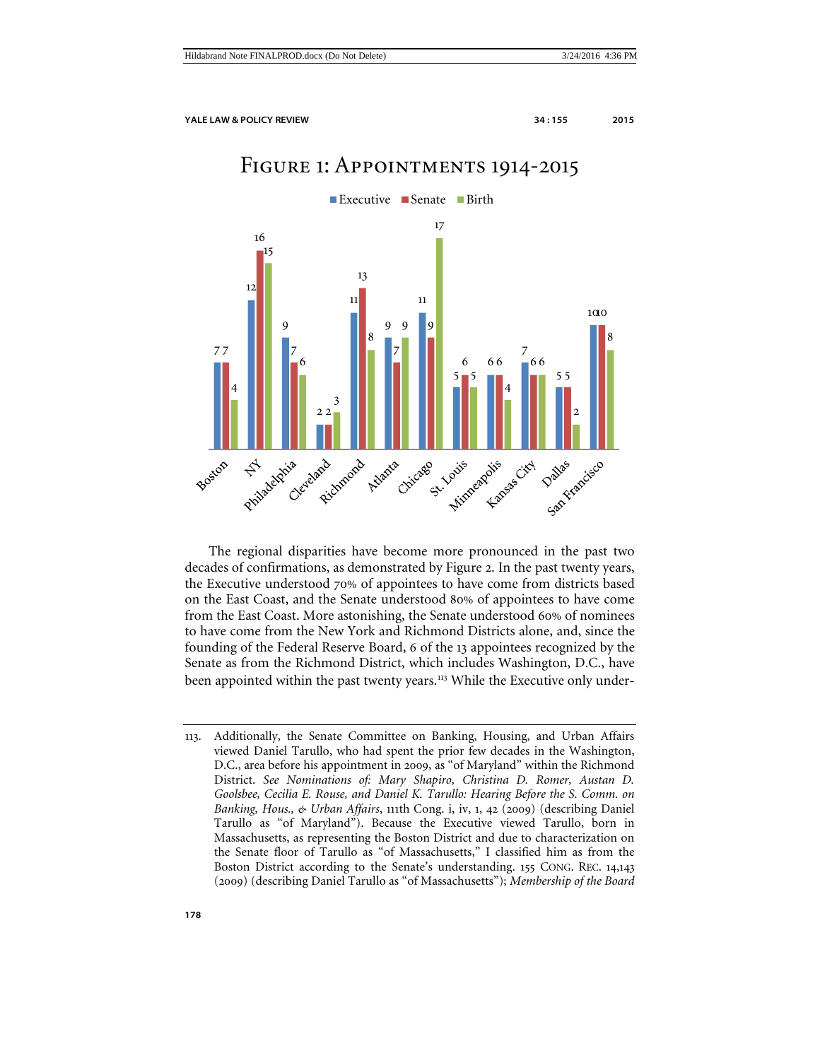## Figure 1: Appointments 1914-2015

| District | Executive | Senate | Birth |
|---|---|---|---|
| Boston | 7 | 7 | 4 |
| NY | 12 | 16 | 15 |
| Philadelphia | 9 | 7 | 6 |
| Cleveland | 2 | 2 | 3 |
| Richmond | 11 | 13 | 8 |
| Atlanta | 9 | 7 | 9 |
| Chicago | 11 | 9 | 17 |
| St. Louis | 5 | 6 | 5 |
| Minneapolis | 6 | 6 | 4 |
| Kansas City | 7 | 6 | 6 |
| Dallas | 5 | 5 | 2 |
| San Francisco | 10 | 10 | 8 |

The regional disparities have become more pronounced in the past two decades of confirmations, as demonstrated by Figure 2. In the past twenty years, the Executive understood 70% of appointees to have come from districts based on the East Coast, and the Senate understood 80% of appointees to have come from the East Coast. More astonishing, the Senate understood 60% of nominees to have come from the New York and Richmond Districts alone, and, since the founding of the Federal Reserve Board, 6 of the 13 appointees recognized by the Senate as from the Richmond District, which includes Washington, D.C., have been appointed within the past twenty years.[113] While the Executive only under-

---

113. Additionally, the Senate Committee on Banking, Housing, and Urban Affairs viewed Daniel Tarullo, who had spent the prior few decades in the Washington, D.C., area before his appointment in 2009, as "of Maryland" within the Richmond District. *See Nominations of: Mary Shapiro, Christina D. Romer, Austan D. Goolsbee, Cecilia E. Rouse, and Daniel K. Tarullo: Hearing Before the S. Comm. on Banking, Hous., & Urban Affairs*, 111th Cong. i, iv, 1, 42 (2009) (describing Daniel Tarullo as "of Maryland"). Because the Executive viewed Tarullo, born in Massachusetts, as representing the Boston District and due to characterization on the Senate floor of Tarullo as "of Massachusetts," I classified him as from the Boston District according to the Senate's understanding. 155 CONG. REC. 14,143 (2009) (describing Daniel Tarullo as "of Massachusetts"); *Membership of the Board*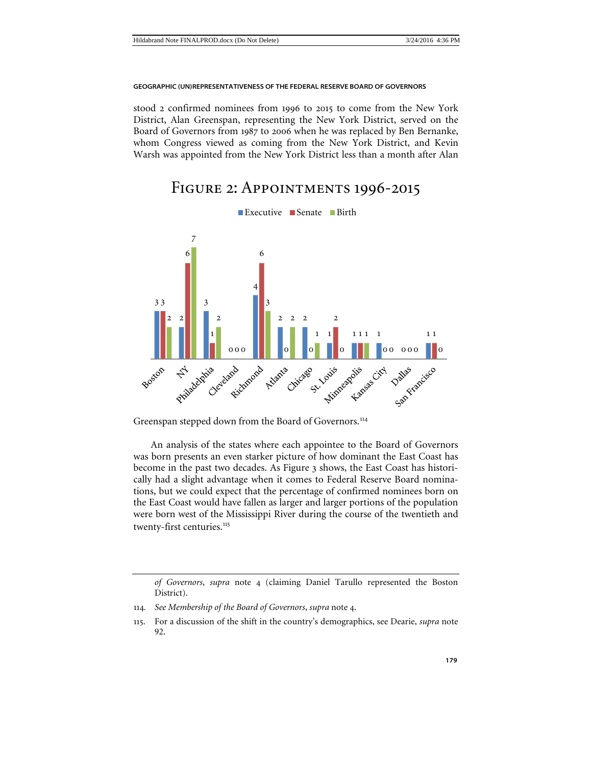stood 2 confirmed nominees from 1996 to 2015 to come from the New York District, Alan Greenspan, representing the New York District, served on the Board of Governors from 1987 to 2006 when he was replaced by Ben Bernanke, whom Congress viewed as coming from the New York District, and Kevin Warsh was appointed from the New York District less than a month after Alan Greenspan stepped down from the Board of Governors.[114]

## Figure 2: Appointments 1996-2015

| District | Executive | Senate | Birth |
|---|---|---|---|
| Boston | 3 | 3 | 2 |
| NY | 2 | 6 | 7 |
| Philadelphia | 3 | 1 | 2 |
| Cleveland | 0 | 0 | 0 |
| Richmond | 4 | 6 | 3 |
| Atlanta | 2 | 0 | 2 |
| Chicago | 2 | 0 | 1 |
| St. Louis | 1 | 2 | 0 |
| Minneapolis | 1 | 1 | 1 |
| Kansas City | 1 | 0 | 0 |
| Dallas | 0 | 0 | 0 |
| San Francisco | 1 | 1 | 0 |

An analysis of the states where each appointee to the Board of Governors was born presents an even starker picture of how dominant the East Coast has become in the past two decades. As Figure 3 shows, the East Coast has historically had a slight advantage when it comes to Federal Reserve Board nominations, but we could expect that the percentage of confirmed nominees born on the East Coast would have fallen as larger and larger portions of the population were born west of the Mississippi River during the course of the twentieth and twenty-first centuries.[115]

---

*of Governors*, *supra* note 4 (claiming Daniel Tarullo represented the Boston District).

114. *See Membership of the Board of Governors*, *supra* note 4.

115. For a discussion of the shift in the country's demographics, see Dearie, *supra* note 92.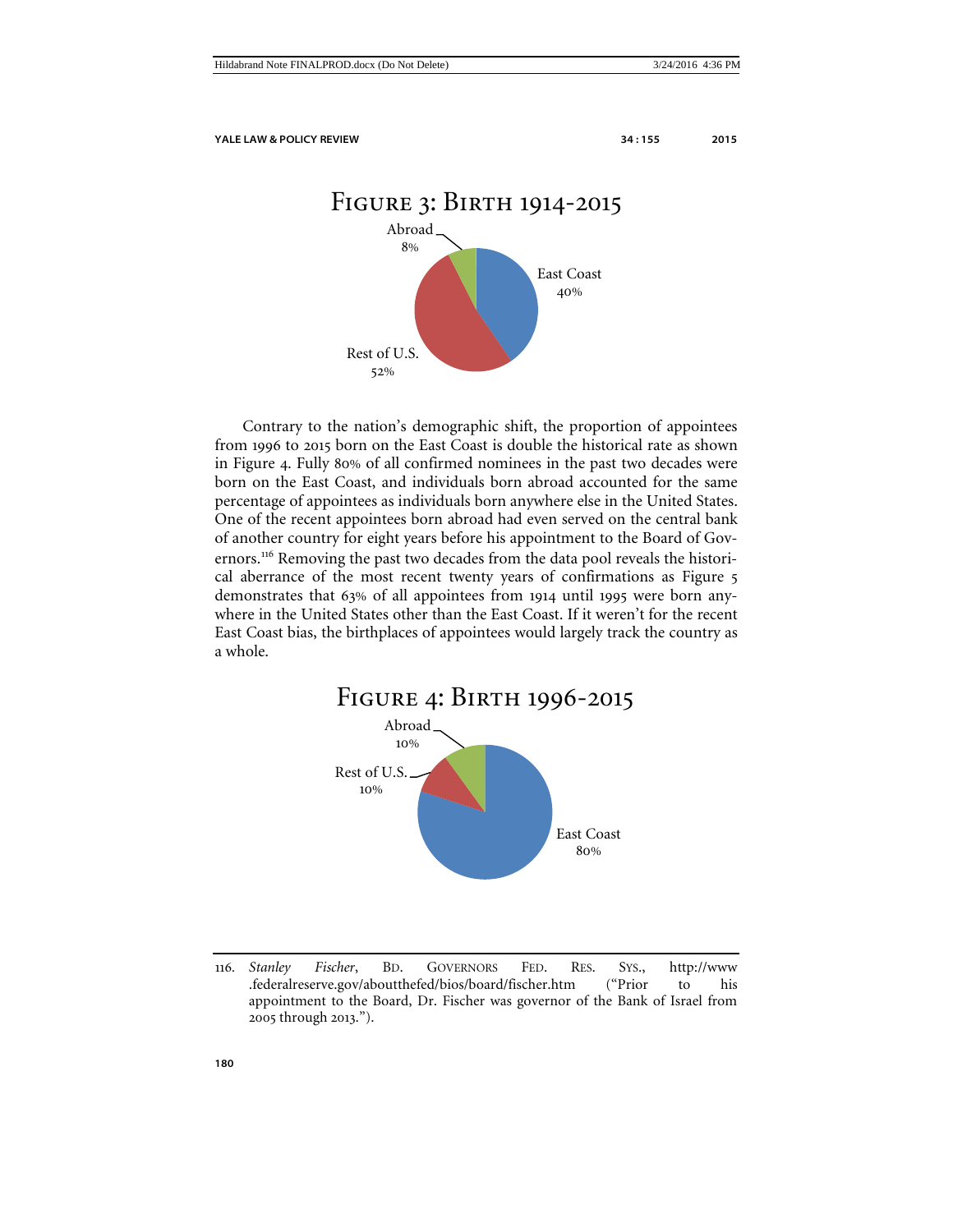### Figure 3: Birth 1914-2015

Abroad 8%

East Coast 40%

Rest of U.S. 52%

Contrary to the nation's demographic shift, the proportion of appointees from 1996 to 2015 born on the East Coast is double the historical rate as shown in Figure 4. Fully 80% of all confirmed nominees in the past two decades were born on the East Coast, and individuals born abroad accounted for the same percentage of appointees as individuals born anywhere else in the United States. One of the recent appointees born abroad had even served on the central bank of another country for eight years before his appointment to the Board of Governors.[116] Removing the past two decades from the data pool reveals the historical aberrance of the most recent twenty years of confirmations as Figure 5 demonstrates that 63% of all appointees from 1914 until 1995 were born anywhere in the United States other than the East Coast. If it weren't for the recent East Coast bias, the birthplaces of appointees would largely track the country as a whole.

### Figure 4: Birth 1996-2015

Abroad 10%

Rest of U.S. 10%

East Coast 80%

---

116. *Stanley Fischer*, BD. GOVERNORS FED. RES. SYS., http://www.federalreserve.gov/aboutthefed/bios/board/fischer.htm ("Prior to his appointment to the Board, Dr. Fischer was governor of the Bank of Israel from 2005 through 2013.").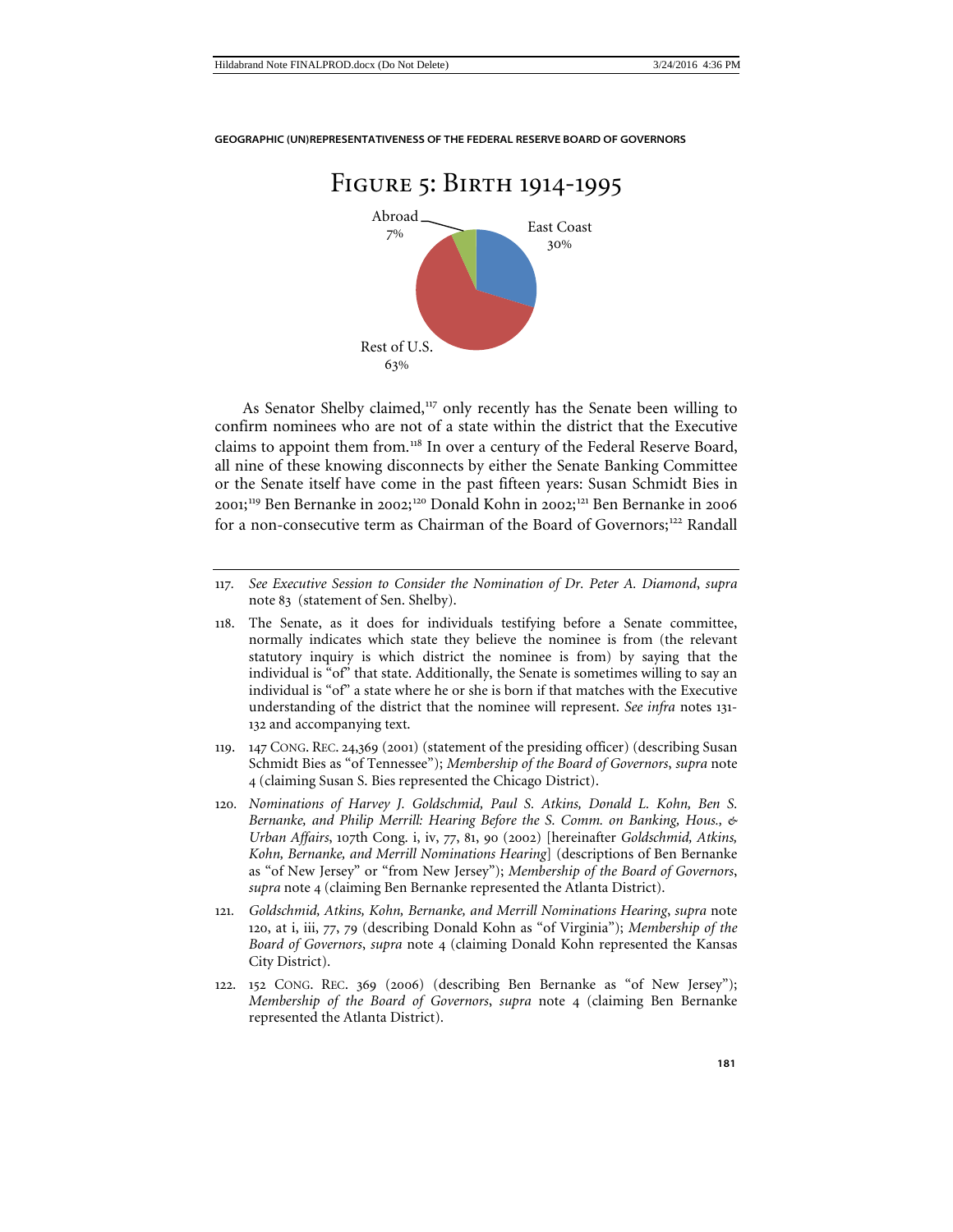# Figure 5: Birth 1914-1995

Abroad 7%

East Coast 30%

Rest of U.S. 63%

As Senator Shelby claimed,[117] only recently has the Senate been willing to confirm nominees who are not of a state within the district that the Executive claims to appoint them from.[118] In over a century of the Federal Reserve Board, all nine of these knowing disconnects by either the Senate Banking Committee or the Senate itself have come in the past fifteen years: Susan Schmidt Bies in 2001;[119] Ben Bernanke in 2002;[120] Donald Kohn in 2002;[121] Ben Bernanke in 2006 for a non-consecutive term as Chairman of the Board of Governors;[122] Randall

117. *See Executive Session to Consider the Nomination of Dr. Peter A. Diamond*, *supra* note 83 (statement of Sen. Shelby).

118. The Senate, as it does for individuals testifying before a Senate committee, normally indicates which state they believe the nominee is from (the relevant statutory inquiry is which district the nominee is from) by saying that the individual is "of" that state. Additionally, the Senate is sometimes willing to say an individual is "of" a state where he or she is born if that matches with the Executive understanding of the district that the nominee will represent. *See infra* notes 131-132 and accompanying text.

119. 147 CONG. REC. 24,369 (2001) (statement of the presiding officer) (describing Susan Schmidt Bies as "of Tennessee"); *Membership of the Board of Governors*, *supra* note 4 (claiming Susan S. Bies represented the Chicago District).

120. *Nominations of Harvey J. Goldschmid, Paul S. Atkins, Donald L. Kohn, Ben S. Bernanke, and Philip Merrill: Hearing Before the S. Comm. on Banking, Hous., & Urban Affairs*, 107th Cong. i, iv, 77, 81, 90 (2002) [hereinafter *Goldschmid, Atkins, Kohn, Bernanke, and Merrill Nominations Hearing*] (descriptions of Ben Bernanke as "of New Jersey" or "from New Jersey"); *Membership of the Board of Governors*, *supra* note 4 (claiming Ben Bernanke represented the Atlanta District).

121. *Goldschmid, Atkins, Kohn, Bernanke, and Merrill Nominations Hearing*, *supra* note 120, at i, iii, 77, 79 (describing Donald Kohn as "of Virginia"); *Membership of the Board of Governors*, *supra* note 4 (claiming Donald Kohn represented the Kansas City District).

122. 152 CONG. REC. 369 (2006) (describing Ben Bernanke as "of New Jersey"); *Membership of the Board of Governors*, *supra* note 4 (claiming Ben Bernanke represented the Atlanta District).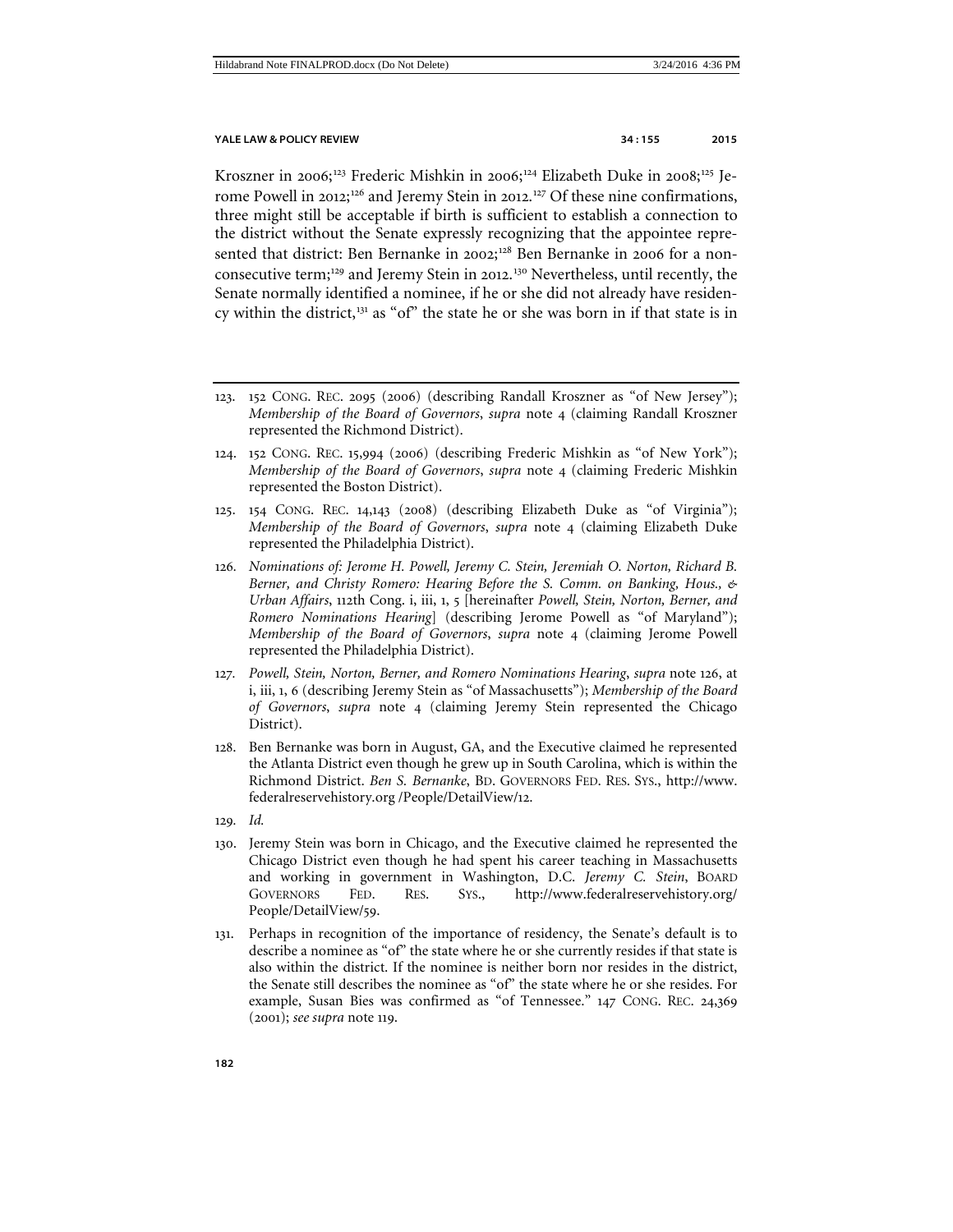Kroszner in 2006;[123] Frederic Mishkin in 2006;[124] Elizabeth Duke in 2008;[125] Jerome Powell in 2012;[126] and Jeremy Stein in 2012.[127] Of these nine confirmations, three might still be acceptable if birth is sufficient to establish a connection to the district without the Senate expressly recognizing that the appointee represented that district: Ben Bernanke in 2002;[128] Ben Bernanke in 2006 for a nonconsecutive term;[129] and Jeremy Stein in 2012.[130] Nevertheless, until recently, the Senate normally identified a nominee, if he or she did not already have residency within the district,[131] as "of" the state he or she was born in if that state is in

---

123. 152 CONG. REC. 2095 (2006) (describing Randall Kroszner as "of New Jersey"); *Membership of the Board of Governors*, *supra* note 4 (claiming Randall Kroszner represented the Richmond District).

124. 152 CONG. REC. 15,994 (2006) (describing Frederic Mishkin as "of New York"); *Membership of the Board of Governors*, *supra* note 4 (claiming Frederic Mishkin represented the Boston District).

125. 154 CONG. REC. 14,143 (2008) (describing Elizabeth Duke as "of Virginia"); *Membership of the Board of Governors*, *supra* note 4 (claiming Elizabeth Duke represented the Philadelphia District).

126. *Nominations of: Jerome H. Powell, Jeremy C. Stein, Jeremiah O. Norton, Richard B. Berner, and Christy Romero: Hearing Before the S. Comm. on Banking, Hous., & Urban Affairs*, 112th Cong. i, iii, 1, 5 [hereinafter *Powell, Stein, Norton, Berner, and Romero Nominations Hearing*] (describing Jerome Powell as "of Maryland"); *Membership of the Board of Governors*, *supra* note 4 (claiming Jerome Powell represented the Philadelphia District).

127. *Powell, Stein, Norton, Berner, and Romero Nominations Hearing*, *supra* note 126, at i, iii, 1, 6 (describing Jeremy Stein as "of Massachusetts"); *Membership of the Board of Governors*, *supra* note 4 (claiming Jeremy Stein represented the Chicago District).

128. Ben Bernanke was born in August, GA, and the Executive claimed he represented the Atlanta District even though he grew up in South Carolina, which is within the Richmond District. *Ben S. Bernanke*, BD. GOVERNORS FED. RES. SYS., http://www.federalreservehistory.org /People/DetailView/12.

129. *Id.*

130. Jeremy Stein was born in Chicago, and the Executive claimed he represented the Chicago District even though he had spent his career teaching in Massachusetts and working in government in Washington, D.C. *Jeremy C. Stein*, BOARD GOVERNORS FED. RES. SYS., http://www.federalreservehistory.org/People/DetailView/59.

131. Perhaps in recognition of the importance of residency, the Senate's default is to describe a nominee as "of" the state where he or she currently resides if that state is also within the district. If the nominee is neither born nor resides in the district, the Senate still describes the nominee as "of" the state where he or she resides. For example, Susan Bies was confirmed as "of Tennessee." 147 CONG. REC. 24,369 (2001); *see supra* note 119.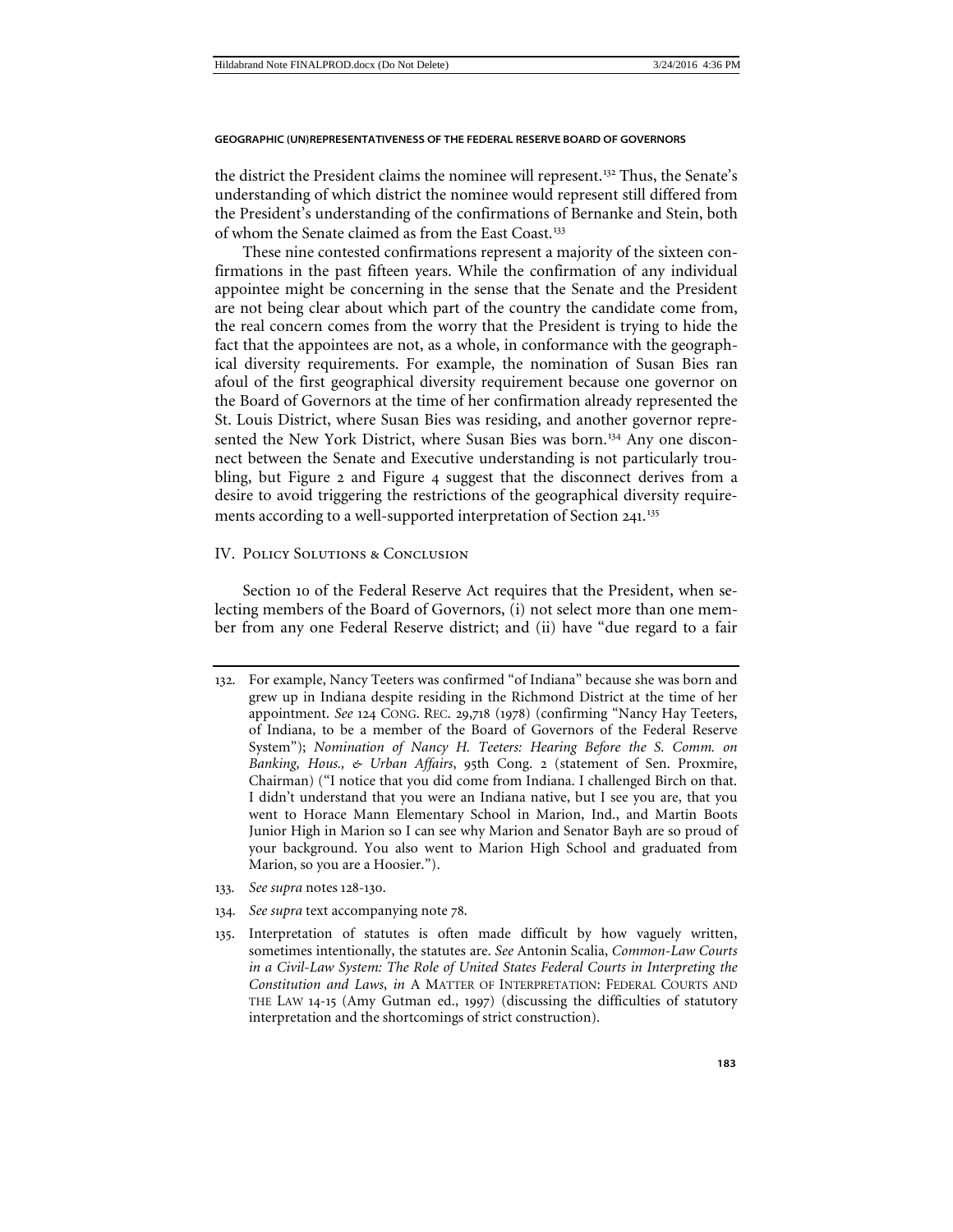the district the President claims the nominee will represent.[132] Thus, the Senate's understanding of which district the nominee would represent still differed from the President's understanding of the confirmations of Bernanke and Stein, both of whom the Senate claimed as from the East Coast.[133]

These nine contested confirmations represent a majority of the sixteen confirmations in the past fifteen years. While the confirmation of any individual appointee might be concerning in the sense that the Senate and the President are not being clear about which part of the country the candidate come from, the real concern comes from the worry that the President is trying to hide the fact that the appointees are not, as a whole, in conformance with the geographical diversity requirements. For example, the nomination of Susan Bies ran afoul of the first geographical diversity requirement because one governor on the Board of Governors at the time of her confirmation already represented the St. Louis District, where Susan Bies was residing, and another governor represented the New York District, where Susan Bies was born.[134] Any one disconnect between the Senate and Executive understanding is not particularly troubling, but Figure 2 and Figure 4 suggest that the disconnect derives from a desire to avoid triggering the restrictions of the geographical diversity requirements according to a well-supported interpretation of Section 241.[135]

## IV. Policy Solutions & Conclusion

Section 10 of the Federal Reserve Act requires that the President, when selecting members of the Board of Governors, (i) not select more than one member from any one Federal Reserve district; and (ii) have "due regard to a fair

---

132. For example, Nancy Teeters was confirmed "of Indiana" because she was born and grew up in Indiana despite residing in the Richmond District at the time of her appointment. *See* 124 CONG. REC. 29,718 (1978) (confirming "Nancy Hay Teeters, of Indiana, to be a member of the Board of Governors of the Federal Reserve System"); *Nomination of Nancy H. Teeters: Hearing Before the S. Comm. on Banking, Hous., & Urban Affairs*, 95th Cong. 2 (statement of Sen. Proxmire, Chairman) ("I notice that you did come from Indiana. I challenged Birch on that. I didn't understand that you were an Indiana native, but I see you are, that you went to Horace Mann Elementary School in Marion, Ind., and Martin Boots Junior High in Marion so I can see why Marion and Senator Bayh are so proud of your background. You also went to Marion High School and graduated from Marion, so you are a Hoosier.").

133. *See supra* notes 128-130.

134. *See supra* text accompanying note 78.

135. Interpretation of statutes is often made difficult by how vaguely written, sometimes intentionally, the statutes are. *See* Antonin Scalia, *Common-Law Courts in a Civil-Law System: The Role of United States Federal Courts in Interpreting the Constitution and Laws*, *in* A MATTER OF INTERPRETATION: FEDERAL COURTS AND THE LAW 14-15 (Amy Gutman ed., 1997) (discussing the difficulties of statutory interpretation and the shortcomings of strict construction).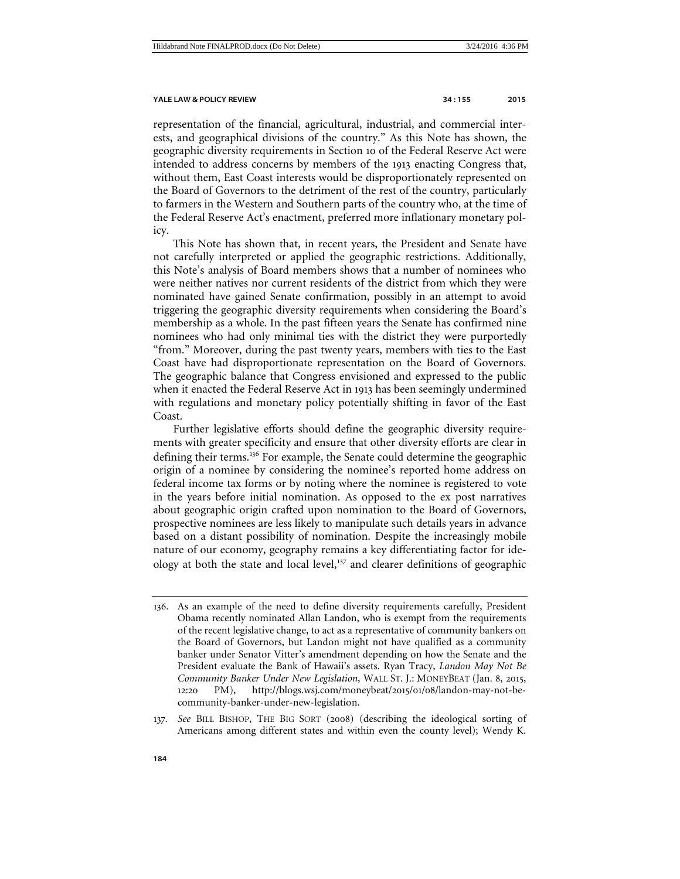representation of the financial, agricultural, industrial, and commercial interests, and geographical divisions of the country." As this Note has shown, the geographic diversity requirements in Section 10 of the Federal Reserve Act were intended to address concerns by members of the 1913 enacting Congress that, without them, East Coast interests would be disproportionately represented on the Board of Governors to the detriment of the rest of the country, particularly to farmers in the Western and Southern parts of the country who, at the time of the Federal Reserve Act's enactment, preferred more inflationary monetary policy.

This Note has shown that, in recent years, the President and Senate have not carefully interpreted or applied the geographic restrictions. Additionally, this Note's analysis of Board members shows that a number of nominees who were neither natives nor current residents of the district from which they were nominated have gained Senate confirmation, possibly in an attempt to avoid triggering the geographic diversity requirements when considering the Board's membership as a whole. In the past fifteen years the Senate has confirmed nine nominees who had only minimal ties with the district they were purportedly "from." Moreover, during the past twenty years, members with ties to the East Coast have had disproportionate representation on the Board of Governors. The geographic balance that Congress envisioned and expressed to the public when it enacted the Federal Reserve Act in 1913 has been seemingly undermined with regulations and monetary policy potentially shifting in favor of the East Coast.

Further legislative efforts should define the geographic diversity requirements with greater specificity and ensure that other diversity efforts are clear in defining their terms.[136] For example, the Senate could determine the geographic origin of a nominee by considering the nominee's reported home address on federal income tax forms or by noting where the nominee is registered to vote in the years before initial nomination. As opposed to the ex post narratives about geographic origin crafted upon nomination to the Board of Governors, prospective nominees are less likely to manipulate such details years in advance based on a distant possibility of nomination. Despite the increasingly mobile nature of our economy, geography remains a key differentiating factor for ideology at both the state and local level,[137] and clearer definitions of geographic

136. As an example of the need to define diversity requirements carefully, President Obama recently nominated Allan Landon, who is exempt from the requirements of the recent legislative change, to act as a representative of community bankers on the Board of Governors, but Landon might not have qualified as a community banker under Senator Vitter's amendment depending on how the Senate and the President evaluate the Bank of Hawaii's assets. Ryan Tracy, *Landon May Not Be Community Banker Under New Legislation*, WALL ST. J.: MONEYBEAT (Jan. 8, 2015, 12:20 PM), http://blogs.wsj.com/moneybeat/2015/01/08/landon-may-not-be-community-banker-under-new-legislation.

137. *See* BILL BISHOP, THE BIG SORT (2008) (describing the ideological sorting of Americans among different states and within even the county level); Wendy K.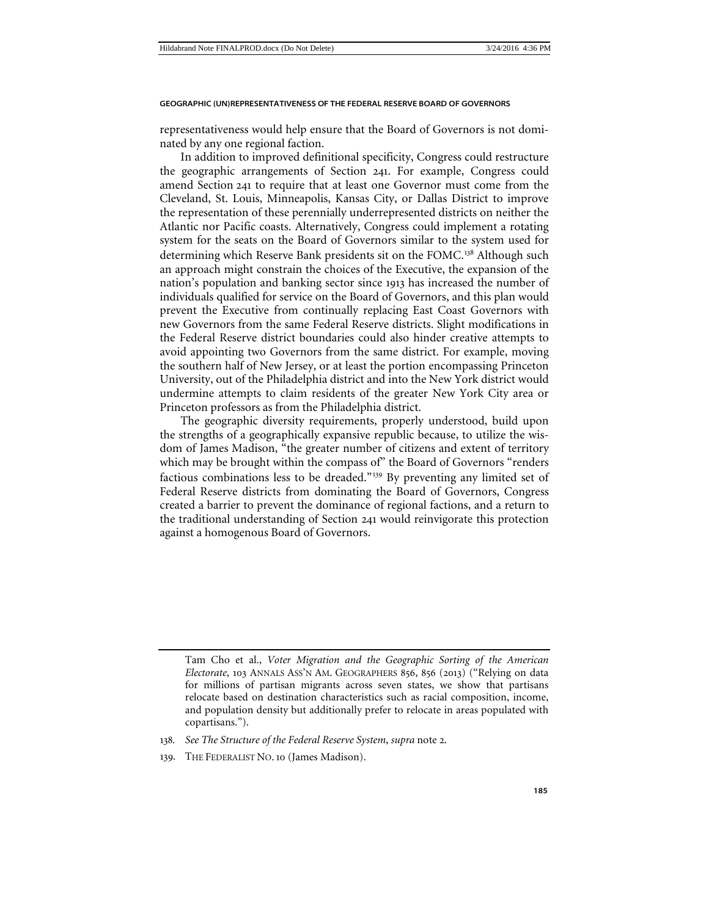representativeness would help ensure that the Board of Governors is not dominated by any one regional faction.

In addition to improved definitional specificity, Congress could restructure the geographic arrangements of Section 241. For example, Congress could amend Section 241 to require that at least one Governor must come from the Cleveland, St. Louis, Minneapolis, Kansas City, or Dallas District to improve the representation of these perennially underrepresented districts on neither the Atlantic nor Pacific coasts. Alternatively, Congress could implement a rotating system for the seats on the Board of Governors similar to the system used for determining which Reserve Bank presidents sit on the FOMC.[138] Although such an approach might constrain the choices of the Executive, the expansion of the nation's population and banking sector since 1913 has increased the number of individuals qualified for service on the Board of Governors, and this plan would prevent the Executive from continually replacing East Coast Governors with new Governors from the same Federal Reserve districts. Slight modifications in the Federal Reserve district boundaries could also hinder creative attempts to avoid appointing two Governors from the same district. For example, moving the southern half of New Jersey, or at least the portion encompassing Princeton University, out of the Philadelphia district and into the New York district would undermine attempts to claim residents of the greater New York City area or Princeton professors as from the Philadelphia district.

The geographic diversity requirements, properly understood, build upon the strengths of a geographically expansive republic because, to utilize the wisdom of James Madison, "the greater number of citizens and extent of territory which may be brought within the compass of" the Board of Governors "renders factious combinations less to be dreaded."[139] By preventing any limited set of Federal Reserve districts from dominating the Board of Governors, Congress created a barrier to prevent the dominance of regional factions, and a return to the traditional understanding of Section 241 would reinvigorate this protection against a homogenous Board of Governors.

---

Tam Cho et al., *Voter Migration and the Geographic Sorting of the American Electorate*, 103 ANNALS ASS'N AM. GEOGRAPHERS 856, 856 (2013) ("Relying on data for millions of partisan migrants across seven states, we show that partisans relocate based on destination characteristics such as racial composition, income, and population density but additionally prefer to relocate in areas populated with copartisans.").

138. *See The Structure of the Federal Reserve System*, *supra* note 2.

139. THE FEDERALIST NO. 10 (James Madison).